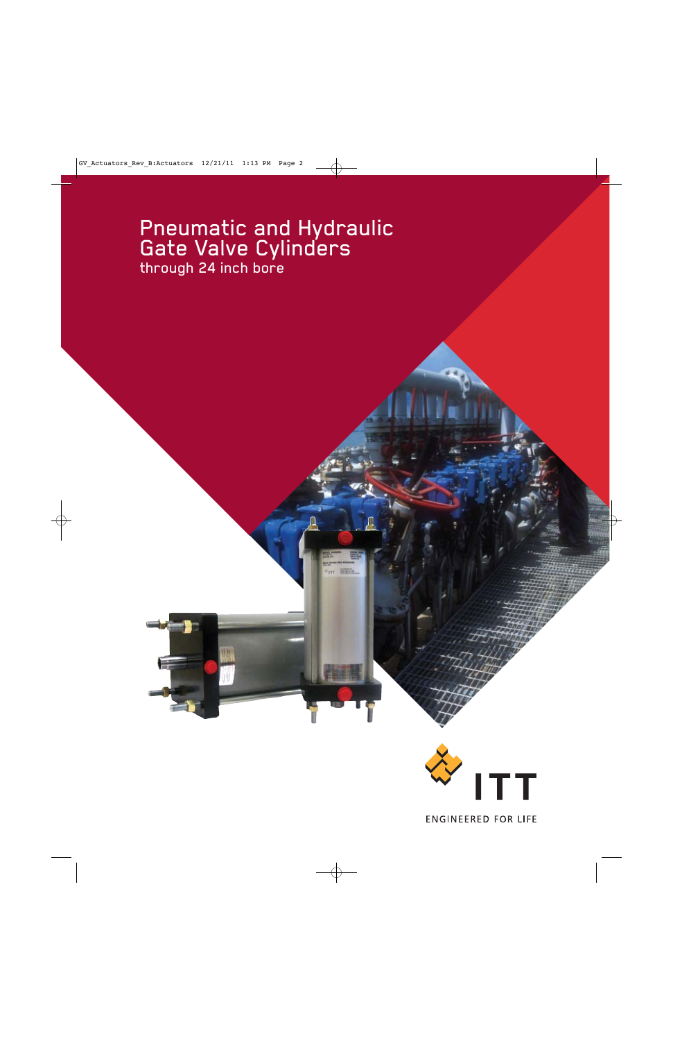# Pneumatic and Hydraulic Gate Valve Cylinders

through 24 inch bore

ITT

ENGINEERED FOR LIFE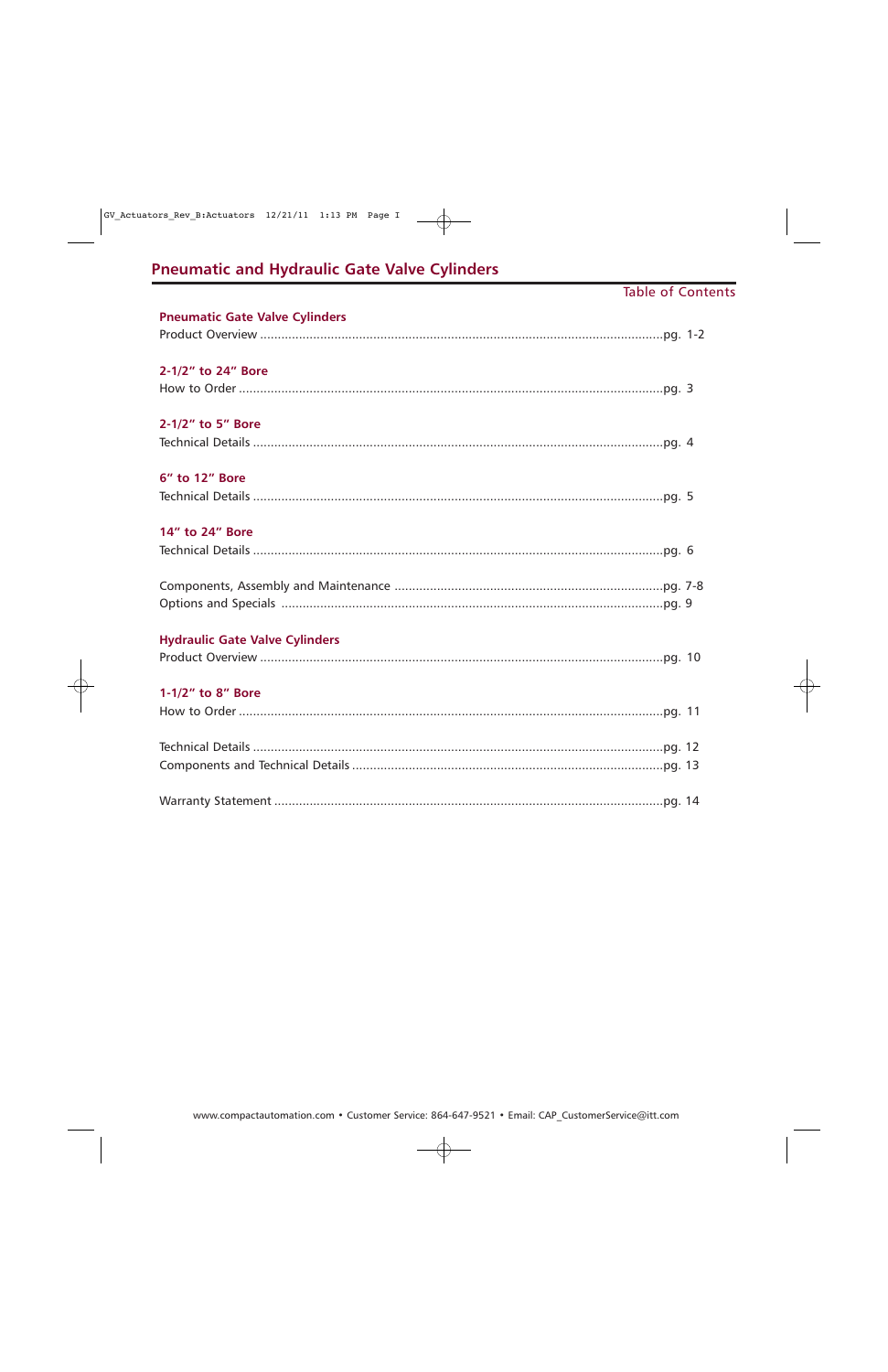# Pneumatic and Hydraulic Gate Valve Cylinders

Table of Contents

**Pneumatic Gate Valve Cylinders**

Product Overview .................................................................................................pg. 1-2

**2-1/2" to 24" Bore**

How to Order .......................................................................................................pg. 3

**2-1/2" to 5" Bore**

Technical Details ...................................................................................................pg. 4

**6" to 12" Bore**

Technical Details ...................................................................................................pg. 5

**14" to 24" Bore**

Technical Details ...................................................................................................pg. 6

Components, Assembly and Maintenance ...........................................................................pg. 7-8

Options and Specials ..........................................................................................pg. 9

**Hydraulic Gate Valve Cylinders**

Product Overview .................................................................................................pg. 10

**1-1/2" to 8" Bore**

How to Order .......................................................................................................pg. 11

Technical Details ...................................................................................................pg. 12

Components and Technical Details .......................................................................pg. 13

Warranty Statement .............................................................................................pg. 14

www.compactautomation.com • Customer Service: 864-647-9521 • Email: CAP_CustomerService@itt.com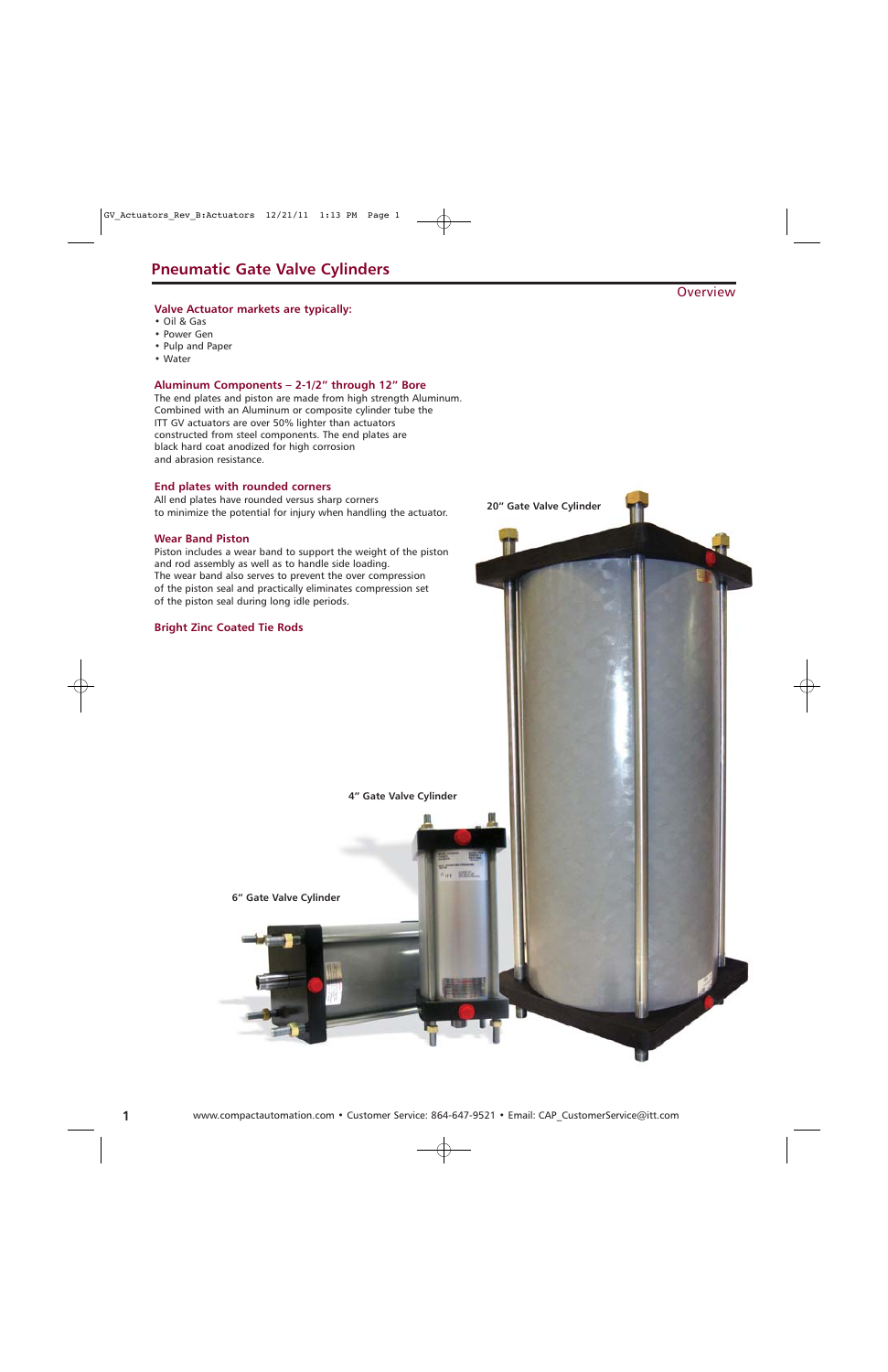# Pneumatic Gate Valve Cylinders

Overview

### Valve Actuator markets are typically:

- Oil & Gas
- Power Gen
- Pulp and Paper
- Water

### Aluminum Components – 2-1/2" through 12" Bore

The end plates and piston are made from high strength Aluminum. Combined with an Aluminum or composite cylinder tube the ITT GV actuators are over 50% lighter than actuators constructed from steel components. The end plates are black hard coat anodized for high corrosion and abrasion resistance.

### End plates with rounded corners

All end plates have rounded versus sharp corners to minimize the potential for injury when handling the actuator.

### Wear Band Piston

Piston includes a wear band to support the weight of the piston and rod assembly as well as to handle side loading. The wear band also serves to prevent the over compression of the piston seal and practically eliminates compression set of the piston seal during long idle periods.

### Bright Zinc Coated Tie Rods

20" Gate Valve Cylinder

4" Gate Valve Cylinder

6" Gate Valve Cylinder

www.compactautomation.com • Customer Service: 864-647-9521 • Email: CAP_CustomerService@itt.com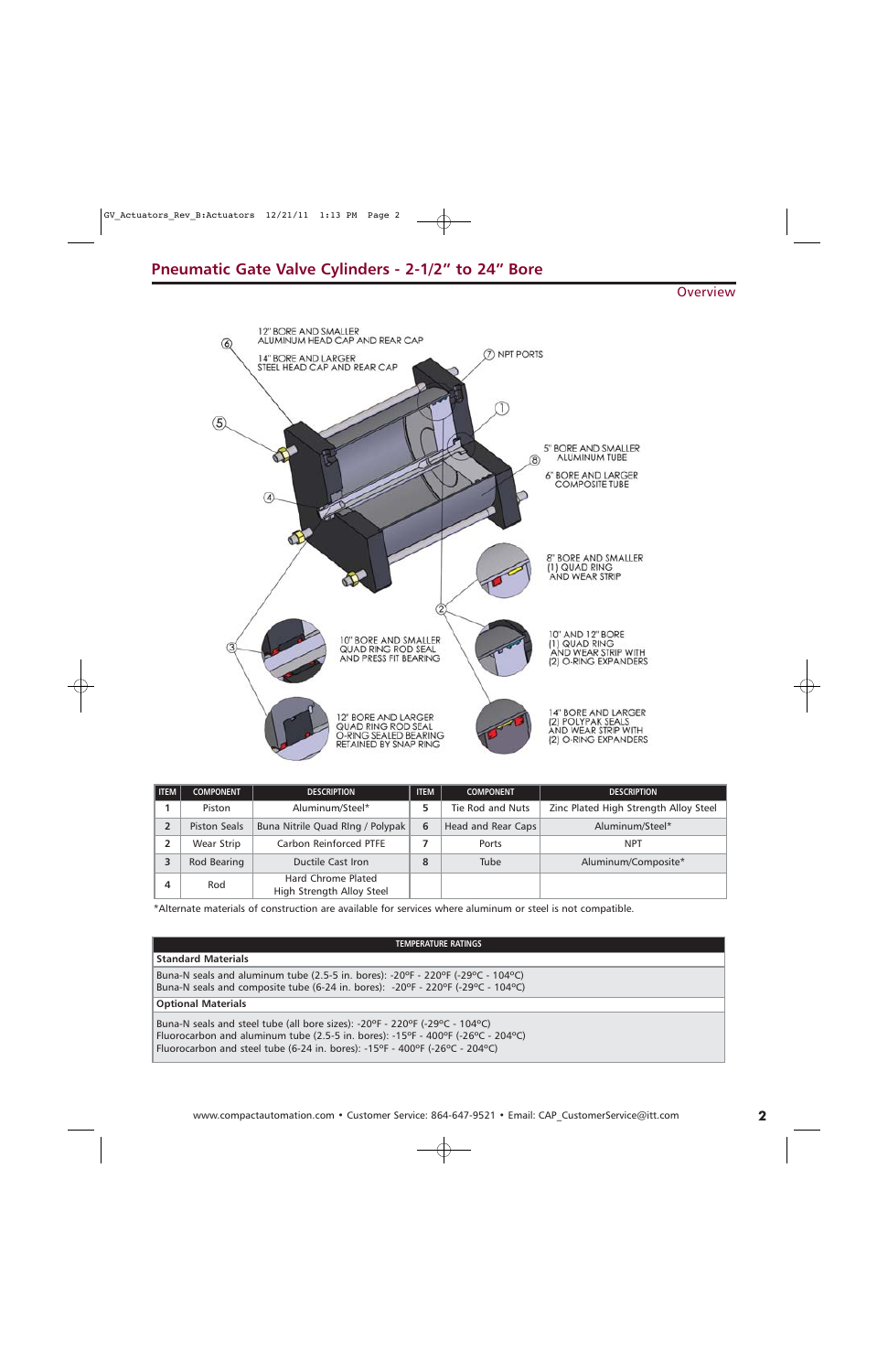## Pneumatic Gate Valve Cylinders - 2-1/2" to 24" Bore

Overview

12" BORE AND SMALLER ALUMINUM HEAD CAP AND REAR CAP

14" BORE AND LARGER STEEL HEAD CAP AND REAR CAP

NPT PORTS

5" BORE AND SMALLER ALUMINUM TUBE

6" BORE AND LARGER COMPOSITE TUBE

8" BORE AND SMALLER (1) QUAD RING AND WEAR STRIP

10" BORE AND SMALLER QUAD RING ROD SEAL AND PRESS FIT BEARING

10" AND 12" BORE (1) QUAD RING AND WEAR STRIP WITH (2) O-RING EXPANDERS

12" BORE AND LARGER QUAD RING ROD SEAL O-RING SEALED BEARING RETAINED BY SNAP RING

14" BORE AND LARGER (2) POLYPAK SEALS AND WEAR STRIP WITH (2) O-RING EXPANDERS

| ITEM | COMPONENT | DESCRIPTION | ITEM | COMPONENT | DESCRIPTION |
|---|---|---|---|---|---|
| 1 | Piston | Aluminum/Steel* | 5 | Tie Rod and Nuts | Zinc Plated High Strength Alloy Steel |
| 2 | Piston Seals | Buna Nitrile Quad RIng / Polypak | 6 | Head and Rear Caps | Aluminum/Steel* |
| 2 | Wear Strip | Carbon Reinforced PTFE | 7 | Ports | NPT |
| 3 | Rod Bearing | Ductile Cast Iron | 8 | Tube | Aluminum/Composite* |
| 4 | Rod | Hard Chrome Plated High Strength Alloy Steel | | | |

*Alternate materials of construction are available for services where aluminum or steel is not compatible.

| TEMPERATURE RATINGS |
|---|
| **Standard Materials** |
| Buna-N seals and aluminum tube (2.5-5 in. bores): -20ºF - 220ºF (-29ºC - 104ºC)<br>Buna-N seals and composite tube (6-24 in. bores): -20ºF - 220ºF (-29ºC - 104ºC) |
| **Optional Materials** |
| Buna-N seals and steel tube (all bore sizes): -20ºF - 220ºF (-29ºC - 104ºC)<br>Fluorocarbon and aluminum tube (2.5-5 in. bores): -15ºF - 400ºF (-26ºC - 204ºC)<br>Fluorocarbon and steel tube (6-24 in. bores): -15ºF - 400ºF (-26ºC - 204ºC) |

www.compactautomation.com • Customer Service: 864-647-9521 • Email: CAP_CustomerService@itt.com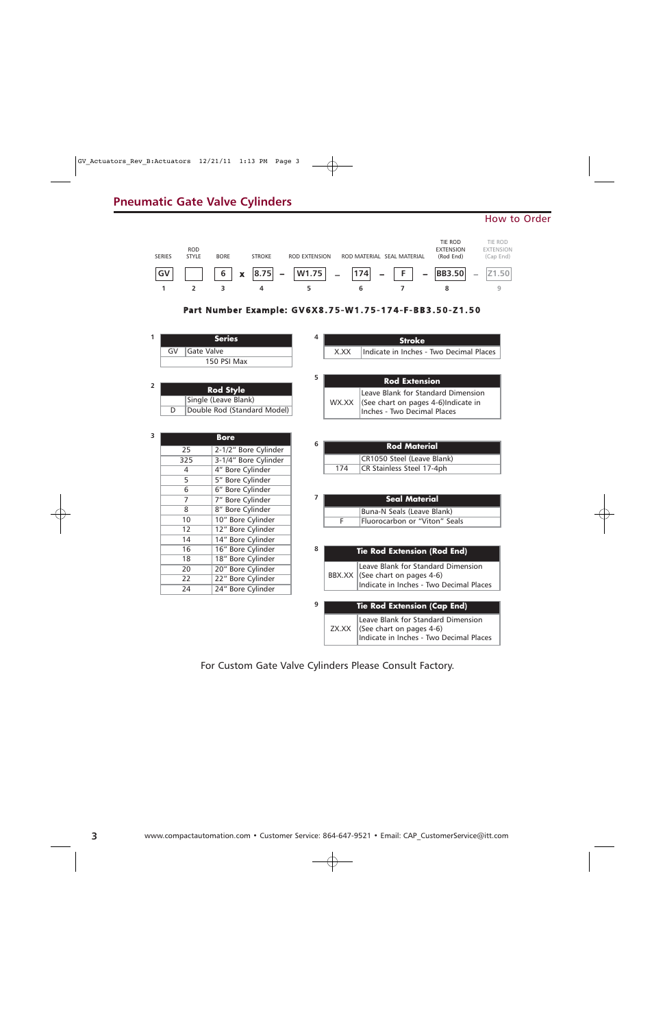# Pneumatic Gate Valve Cylinders

## How to Order

| SERIES | ROD STYLE | BORE | | STROKE | | ROD EXTENSION | | ROD MATERIAL | | SEAL MATERIAL | | TIE ROD EXTENSION (Rod End) | | TIE ROD EXTENSION (Cap End) |
|---|---|---|---|---|---|---|---|---|---|---|---|---|---|---|
| GV | | 6 | x | 8.75 | – | W1.75 | – | 174 | – | F | – | BB3.50 | – | Z1.50 |
| 1 | 2 | 3 | | 4 | | 5 | | 6 | | 7 | | 8 | | 9 |

**Part Number Example: GV6X8.75-W1.75-174-F-BB3.50-Z1.50**

**1**

| Series | |
|---|---|
| GV | Gate Valve |
| | 150 PSI Max |

**2**

| Rod Style | |
|---|---|
| | Single (Leave Blank) |
| D | Double Rod (Standard Model) |

**3**

| Bore | |
|---|---|
| 25 | 2-1/2" Bore Cylinder |
| 325 | 3-1/4" Bore Cylinder |
| 4 | 4" Bore Cylinder |
| 5 | 5" Bore Cylinder |
| 6 | 6" Bore Cylinder |
| 7 | 7" Bore Cylinder |
| 8 | 8" Bore Cylinder |
| 10 | 10" Bore Cylinder |
| 12 | 12" Bore Cylinder |
| 14 | 14" Bore Cylinder |
| 16 | 16" Bore Cylinder |
| 18 | 18" Bore Cylinder |
| 20 | 20" Bore Cylinder |
| 22 | 22" Bore Cylinder |
| 24 | 24" Bore Cylinder |

**4**

| Stroke | |
|---|---|
| X.XX | Indicate in Inches - Two Decimal Places |

**5**

| Rod Extension | |
|---|---|
| WX.XX | Leave Blank for Standard Dimension (See chart on pages 4-6)Indicate in Inches - Two Decimal Places |

**6**

| Rod Material | |
|---|---|
| | CR1050 Steel (Leave Blank) |
| 174 | CR Stainless Steel 17-4ph |

**7**

| Seal Material | |
|---|---|
| | Buna-N Seals (Leave Blank) |
| F | Fluorocarbon or "Viton" Seals |

**8**

| Tie Rod Extension (Rod End) | |
|---|---|
| BBX.XX | Leave Blank for Standard Dimension (See chart on pages 4-6) Indicate in Inches - Two Decimal Places |

**9**

| Tie Rod Extension (Cap End) | |
|---|---|
| ZX.XX | Leave Blank for Standard Dimension (See chart on pages 4-6) Indicate in Inches - Two Decimal Places |

For Custom Gate Valve Cylinders Please Consult Factory.

www.compactautomation.com • Customer Service: 864-647-9521 • Email: CAP_CustomerService@itt.com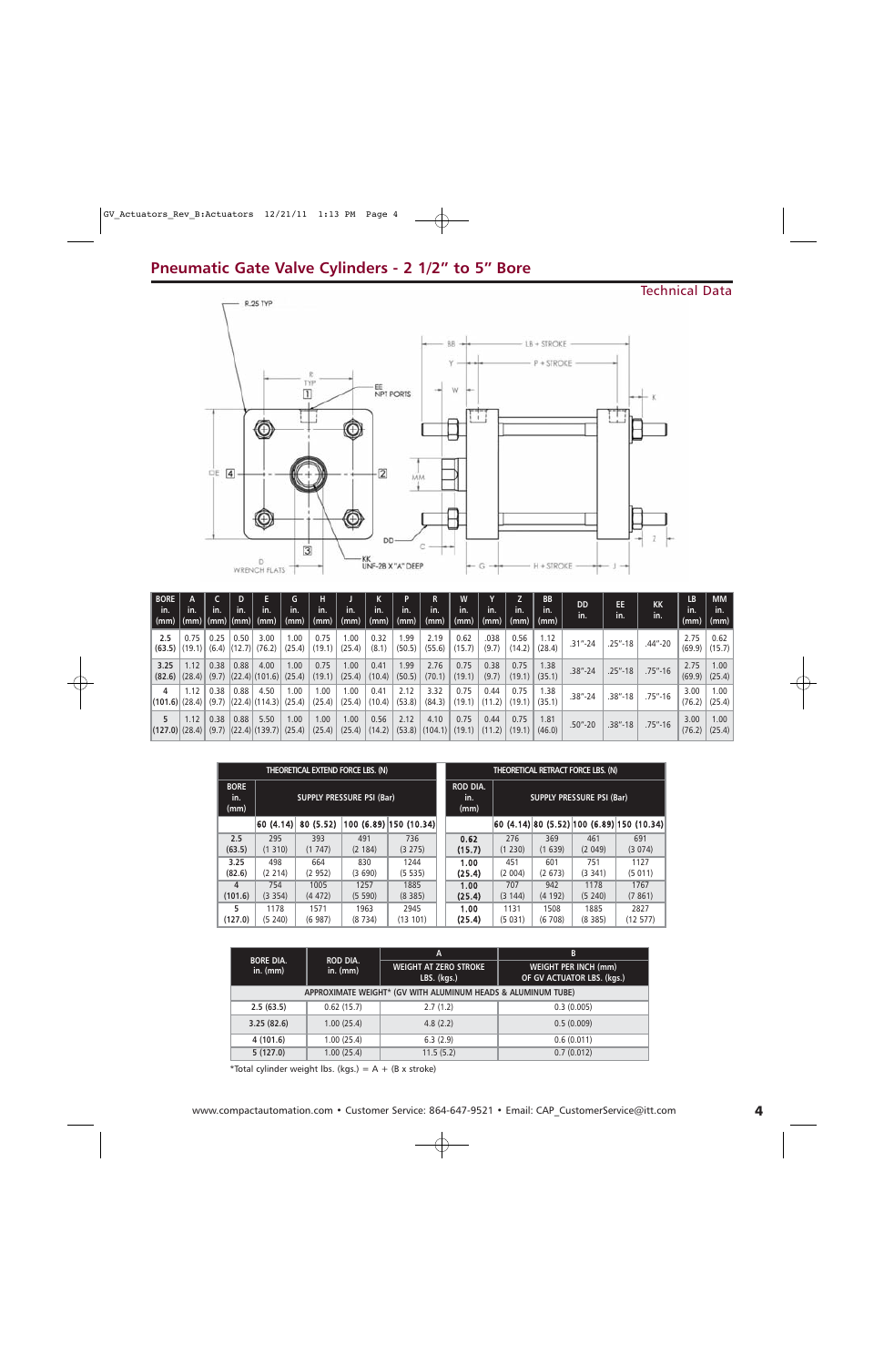## Pneumatic Gate Valve Cylinders - 2 1/2" to 5" Bore

Technical Data

| BORE in. (mm) | A in. (mm) | C in. (mm) | D in. (mm) | E in. (mm) | G in. (mm) | H in. (mm) | J in. (mm) | K in. (mm) | P in. (mm) | R in. (mm) | W in. (mm) | Y in. (mm) | Z in. (mm) | BB in. (mm) | DD in. | EE in. | KK in. | LB in. (mm) | MM in. (mm) |
|---|---|---|---|---|---|---|---|---|---|---|---|---|---|---|---|---|---|---|---|
| 2.5 (63.5) | 0.75 (19.1) | 0.25 (6.4) | 0.50 (12.7) | 3.00 (76.2) | 1.00 (25.4) | 0.75 (19.1) | 1.00 (25.4) | 0.32 (8.1) | 1.99 (50.5) | 2.19 (55.6) | 0.62 (15.7) | .038 (9.7) | 0.56 (14.2) | 1.12 (28.4) | .31"-24 | .25"-18 | .44"-20 | 2.75 (69.9) | 0.62 (15.7) |
| 3.25 (82.6) | 1.12 (28.4) | 0.38 (9.7) | 0.88 (22.4) | 4.00 (101.6) | 1.00 (25.4) | 0.75 (19.1) | 1.00 (25.4) | 0.41 (10.4) | 1.99 (50.5) | 2.76 (70.1) | 0.75 (19.1) | 0.38 (9.7) | 0.75 (19.1) | 1.38 (35.1) | .38"-24 | .25"-18 | .75"-16 | 2.75 (69.9) | 1.00 (25.4) |
| 4 (101.6) | 1.12 (28.4) | 0.38 (9.7) | 0.88 (22.4) | 4.50 (114.3) | 1.00 (25.4) | 1.00 (25.4) | 1.00 (25.4) | 0.41 (10.4) | 2.12 (53.8) | 3.32 (84.3) | 0.75 (19.1) | 0.44 (11.2) | 0.75 (19.1) | 1.38 (35.1) | .38"-24 | .38"-18 | .75"-16 | 3.00 (76.2) | 1.00 (25.4) |
| 5 (127.0) | 1.12 (28.4) | 0.38 (9.7) | 0.88 (22.4) | 5.50 (139.7) | 1.00 (25.4) | 1.00 (25.4) | 1.00 (25.4) | 0.56 (14.2) | 2.12 (53.8) | 4.10 (104.1) | 0.75 (19.1) | 0.44 (11.2) | 0.75 (19.1) | 1.81 (46.0) | .50"-20 | .38"-18 | .75"-16 | 3.00 (76.2) | 1.00 (25.4) |

**THEORETICAL EXTEND FORCE LBS. (N)**

| BORE in. (mm) | SUPPLY PRESSURE PSI (Bar) | | | |
|---|---|---|---|---|
| | 60 (4.14) | 80 (5.52) | 100 (6.89) | 150 (10.34) |
| 2.5 (63.5) | 295 (1 310) | 393 (1 747) | 491 (2 184) | 736 (3 275) |
| 3.25 (82.6) | 498 (2 214) | 664 (2 952) | 830 (3 690) | 1244 (5 535) |
| 4 (101.6) | 754 (3 354) | 1005 (4 472) | 1257 (5 590) | 1885 (8 385) |
| 5 (127.0) | 1178 (5 240) | 1571 (6 987) | 1963 (8 734) | 2945 (13 101) |

**THEORETICAL RETRACT FORCE LBS. (N)**

| ROD DIA. in. (mm) | SUPPLY PRESSURE PSI (Bar) | | | |
|---|---|---|---|---|
| | 60 (4.14) | 80 (5.52) | 100 (6.89) | 150 (10.34) |
| 0.62 (15.7) | 276 (1 230) | 369 (1 639) | 461 (2 049) | 691 (3 074) |
| 1.00 (25.4) | 451 (2 004) | 601 (2 673) | 751 (3 341) | 1127 (5 011) |
| 1.00 (25.4) | 707 (3 144) | 942 (4 192) | 1178 (5 240) | 1767 (7 861) |
| 1.00 (25.4) | 1131 (5 031) | 1508 (6 708) | 1885 (8 385) | 2827 (12 577) |

| BORE DIA. in. (mm) | ROD DIA. in. (mm) | A<br>WEIGHT AT ZERO STROKE LBS. (kgs.) | B<br>WEIGHT PER INCH (mm) OF GV ACTUATOR LBS. (kgs.) |
|---|---|---|---|
| APPROXIMATE WEIGHT* (GV WITH ALUMINUM HEADS & ALUMINUM TUBE) | | | |
| 2.5 (63.5) | 0.62 (15.7) | 2.7 (1.2) | 0.3 (0.005) |
| 3.25 (82.6) | 1.00 (25.4) | 4.8 (2.2) | 0.5 (0.009) |
| 4 (101.6) | 1.00 (25.4) | 6.3 (2.9) | 0.6 (0.011) |
| 5 (127.0) | 1.00 (25.4) | 11.5 (5.2) | 0.7 (0.012) |

*Total cylinder weight lbs. (kgs.) = A + (B x stroke)

www.compactautomation.com • Customer Service: 864-647-9521 • Email: CAP_CustomerService@itt.com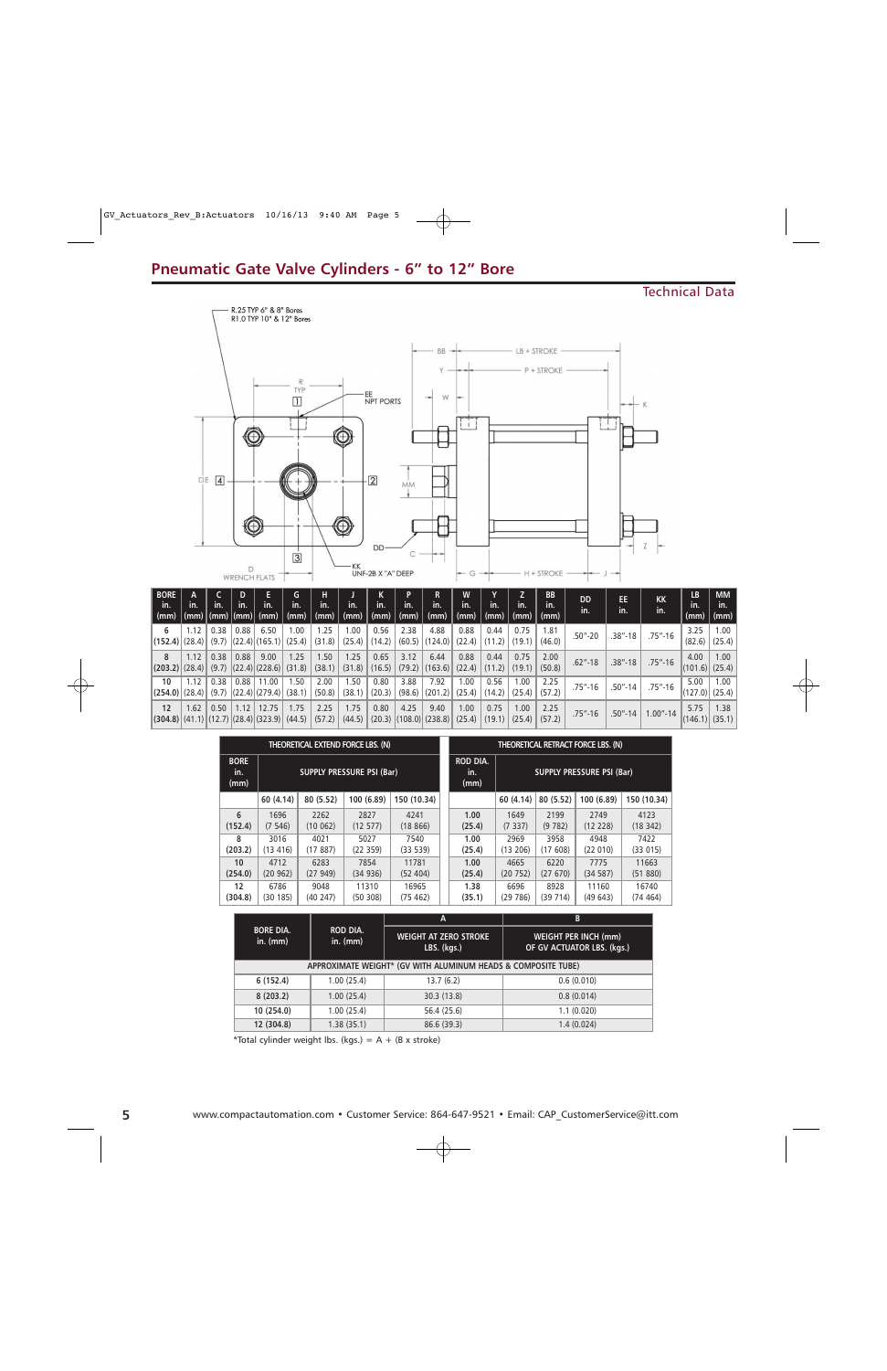## Pneumatic Gate Valve Cylinders - 6" to 12" Bore

Technical Data

| BORE in. (mm) | A in. (mm) | C in. (mm) | D in. (mm) | E in. (mm) | G in. (mm) | H in. (mm) | J in. (mm) | K in. (mm) | P in. (mm) | R in. (mm) | W in. (mm) | Y in. (mm) | Z in. (mm) | BB in. (mm) | DD in. | EE in. | KK in. | LB in. (mm) | MM in. (mm) |
|---|---|---|---|---|---|---|---|---|---|---|---|---|---|---|---|---|---|---|---|
| 6 (152.4) | 1.12 (28.4) | 0.38 (9.7) | 0.88 (22.4) | 6.50 (165.1) | 1.00 (25.4) | 1.25 (31.8) | 1.00 (25.4) | 0.56 (14.2) | 2.38 (60.5) | 4.88 (124.0) | 0.88 (22.4) | 0.44 (11.2) | 0.75 (19.1) | 1.81 (46.0) | .50"-20 | .38"-18 | .75"-16 | 3.25 (82.6) | 1.00 (25.4) |
| 8 (203.2) | 1.12 (28.4) | 0.38 (9.7) | 0.88 (22.4) | 9.00 (228.6) | 1.25 (31.8) | 1.50 (38.1) | 1.25 (31.8) | 0.65 (16.5) | 3.12 (79.2) | 6.44 (163.6) | 0.88 (22.4) | 0.44 (11.2) | 0.75 (19.1) | 2.00 (50.8) | .62"-18 | .38"-18 | .75"-16 | 4.00 (101.6) | 1.00 (25.4) |
| 10 (254.0) | 1.12 (28.4) | 0.38 (9.7) | 0.88 (22.4) | 11.00 (279.4) | 1.50 (38.1) | 2.00 (50.8) | 1.50 (38.1) | 0.80 (20.3) | 3.88 (98.6) | 7.92 (201.2) | 1.00 (25.4) | 0.56 (14.2) | 1.00 (25.4) | 2.25 (57.2) | .75"-16 | .50"-14 | .75"-16 | 5.00 (127.0) | 1.00 (25.4) |
| 12 (304.8) | 1.62 (41.1) | 0.50 (12.7) | 1.12 (28.4) | 12.75 (323.9) | 1.75 (44.5) | 2.25 (57.2) | 1.75 (44.5) | 0.80 (20.3) | 4.25 (108.0) | 9.40 (238.8) | 1.00 (25.4) | 0.75 (19.1) | 1.00 (25.4) | 2.25 (57.2) | .75"-16 | .50"-14 | 1.00"-14 | 5.75 (146.1) | 1.38 (35.1) |

**THEORETICAL EXTEND FORCE LBS. (N)**

| BORE in. (mm) | SUPPLY PRESSURE PSI (Bar) | | | |
|---|---|---|---|---|
| | 60 (4.14) | 80 (5.52) | 100 (6.89) | 150 (10.34) |
| 6 (152.4) | 1696 (7 546) | 2262 (10 062) | 2827 (12 577) | 4241 (18 866) |
| 8 (203.2) | 3016 (13 416) | 4021 (17 887) | 5027 (22 359) | 7540 (33 539) |
| 10 (254.0) | 4712 (20 962) | 6283 (27 949) | 7854 (34 936) | 11781 (52 404) |
| 12 (304.8) | 6786 (30 185) | 9048 (40 247) | 11310 (50 308) | 16965 (75 462) |

**THEORETICAL RETRACT FORCE LBS. (N)**

| ROD DIA. in. (mm) | SUPPLY PRESSURE PSI (Bar) | | | |
|---|---|---|---|---|
| | 60 (4.14) | 80 (5.52) | 100 (6.89) | 150 (10.34) |
| 1.00 (25.4) | 1649 (7 337) | 2199 (9 782) | 2749 (12 228) | 4123 (18 342) |
| 1.00 (25.4) | 2969 (13 206) | 3958 (17 608) | 4948 (22 010) | 7422 (33 015) |
| 1.00 (25.4) | 4665 (20 752) | 6220 (27 670) | 7775 (34 587) | 11663 (51 880) |
| 1.38 (35.1) | 6696 (29 786) | 8928 (39 714) | 11160 (49 643) | 16740 (74 464) |

| BORE DIA. in. (mm) | ROD DIA. in. (mm) | A WEIGHT AT ZERO STROKE LBS. (kgs.) | B WEIGHT PER INCH (mm) OF GV ACTUATOR LBS. (kgs.) |
|---|---|---|---|
| APPROXIMATE WEIGHT* (GV WITH ALUMINUM HEADS & COMPOSITE TUBE) | | | |
| 6 (152.4) | 1.00 (25.4) | 13.7 (6.2) | 0.6 (0.010) |
| 8 (203.2) | 1.00 (25.4) | 30.3 (13.8) | 0.8 (0.014) |
| 10 (254.0) | 1.00 (25.4) | 56.4 (25.6) | 1.1 (0.020) |
| 12 (304.8) | 1.38 (35.1) | 86.6 (39.3) | 1.4 (0.024) |

*Total cylinder weight lbs. (kgs.) = A + (B x stroke)

www.compactautomation.com • Customer Service: 864-647-9521 • Email: CAP_CustomerService@itt.com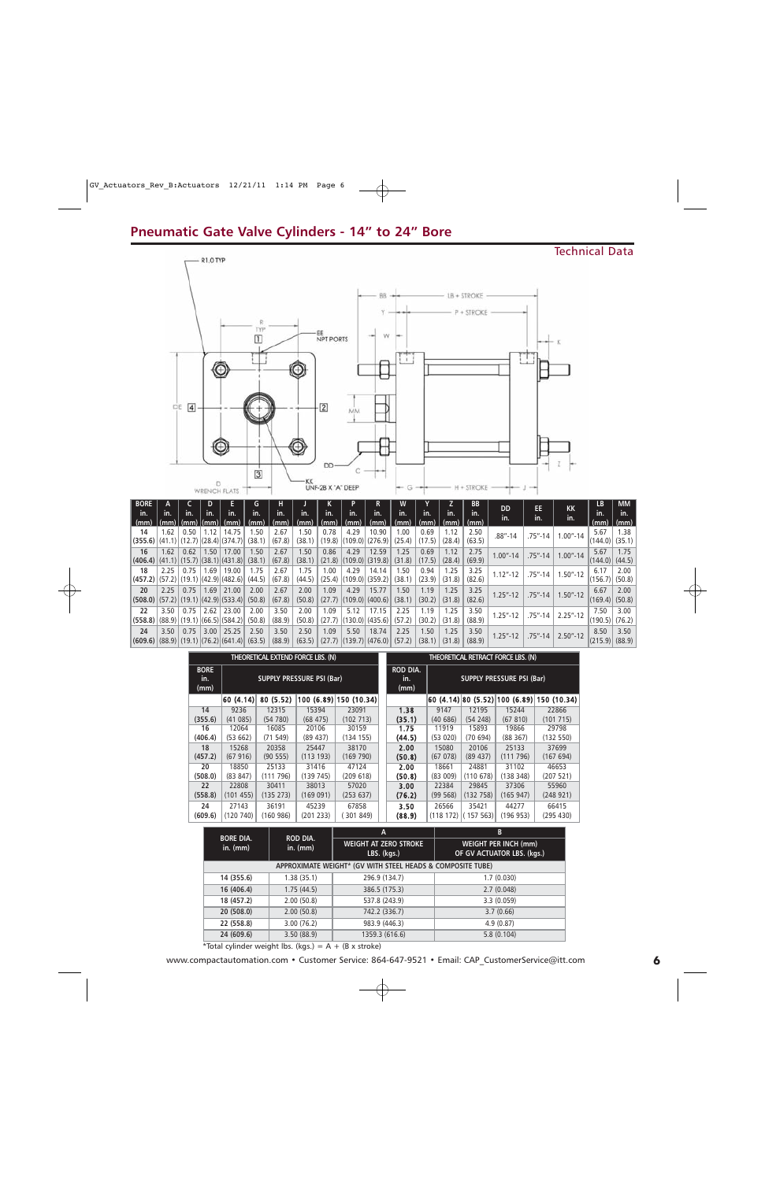# Pneumatic Gate Valve Cylinders - 14" to 24" Bore

Technical Data

| BORE in. (mm) | A in. (mm) | C in. (mm) | D in. (mm) | E in. (mm) | G in. (mm) | H in. (mm) | J in. (mm) | K in. (mm) | P in. (mm) | R in. (mm) | W in. (mm) | Y in. (mm) | Z in. (mm) | BB in. (mm) | DD in. | EE in. | KK in. | LB in. (mm) | MM in. (mm) |
|---|---|---|---|---|---|---|---|---|---|---|---|---|---|---|---|---|---|---|---|
| 14 (355.6) | 1.62 (41.1) | 0.50 (12.7) | 1.12 (28.4) | 14.75 (374.7) | 1.50 (38.1) | 2.67 (67.8) | 1.50 (38.1) | 0.78 (19.8) | 4.29 (109.0) | 10.90 (276.9) | 1.00 (25.4) | 0.69 (17.5) | 1.12 (28.4) | 2.50 (63.5) | .88"-14 | .75"-14 | 1.00"-14 | 5.67 (144.0) | 1.38 (35.1) |
| 16 (406.4) | 1.62 (41.1) | 0.62 (15.7) | 1.50 (38.1) | 17.00 (431.8) | 1.50 (38.1) | 2.67 (67.8) | 1.50 (38.1) | 0.86 (21.8) | 4.29 (109.0) | 12.59 (319.8) | 1.25 (31.8) | 0.69 (17.5) | 1.12 (28.4) | 2.75 (69.9) | 1.00"-14 | .75"-14 | 1.00"-14 | 5.67 (144.0) | 1.75 (44.5) |
| 18 (457.2) | 2.25 (57.2) | 0.75 (19.1) | 1.69 (42.9) | 19.00 (482.6) | 1.75 (44.5) | 2.67 (67.8) | 1.75 (44.5) | 1.00 (25.4) | 4.29 (109.0) | 14.14 (359.2) | 1.50 (38.1) | 0.94 (23.9) | 1.25 (31.8) | 3.25 (82.6) | 1.12"-12 | .75"-14 | 1.50"-12 | 6.17 (156.7) | 2.00 (50.8) |
| 20 (508.0) | 2.25 (57.2) | 0.75 (19.1) | 1.69 (42.9) | 21.00 (533.4) | 2.00 (50.8) | 2.67 (67.8) | 2.00 (50.8) | 1.09 (27.7) | 4.29 (109.0) | 15.77 (400.6) | 1.50 (38.1) | 1.19 (30.2) | 1.25 (31.8) | 3.25 (82.6) | 1.25"-12 | .75"-14 | 1.50"-12 | 6.67 (169.4) | 2.00 (50.8) |
| 22 (558.8) | 3.50 (88.9) | 0.75 (19.1) | 2.62 (66.5) | 23.00 (584.2) | 2.00 (50.8) | 3.50 (88.9) | 2.00 (50.8) | 1.09 (27.7) | 5.12 (130.0) | 17.15 (435.6) | 2.25 (57.2) | 1.19 (30.2) | 1.25 (31.8) | 3.50 (88.9) | 1.25"-12 | .75"-14 | 2.25"-12 | 7.50 (190.5) | 3.00 (76.2) |
| 24 (609.6) | 3.50 (88.9) | 0.75 (19.1) | 3.00 (76.2) | 25.25 (641.4) | 2.50 (63.5) | 3.50 (88.9) | 2.50 (63.5) | 1.09 (27.7) | 5.50 (139.7) | 18.74 (476.0) | 2.25 (57.2) | 1.50 (38.1) | 1.25 (31.8) | 3.50 (88.9) | 1.25"-12 | .75"-14 | 2.50"-12 | 8.50 (215.9) | 3.50 (88.9) |

**THEORETICAL EXTEND FORCE LBS. (N)**

| BORE in. (mm) | SUPPLY PRESSURE PSI (Bar) | | | |
|---|---|---|---|---|
| | 60 (4.14) | 80 (5.52) | 100 (6.89) | 150 (10.34) |
| 14 (355.6) | 9236 (41 085) | 12315 (54 780) | 15394 (68 475) | 23091 (102 713) |
| 16 (406.4) | 12064 (53 662) | 16085 (71 549) | 20106 (89 437) | 30159 (134 155) |
| 18 (457.2) | 15268 (67 916) | 20358 (90 555) | 25447 (113 193) | 38170 (169 790) |
| 20 (508.0) | 18850 (83 847) | 25133 (111 796) | 31416 (139 745) | 47124 (209 618) |
| 22 (558.8) | 22808 (101 455) | 30411 (135 273) | 38013 (169 091) | 57020 (253 637) |
| 24 (609.6) | 27143 (120 740) | 36191 (160 986) | 45239 (201 233) | 67858 (301 849) |

**THEORETICAL RETRACT FORCE LBS. (N)**

| ROD DIA. in. (mm) | SUPPLY PRESSURE PSI (Bar) | | | |
|---|---|---|---|---|
| | 60 (4.14) | 80 (5.52) | 100 (6.89) | 150 (10.34) |
| 1.38 (35.1) | 9147 (40 686) | 12195 (54 248) | 15244 (67 810) | 22866 (101 715) |
| 1.75 (44.5) | 11919 (53 020) | 15893 (70 694) | 19866 (88 367) | 29798 (132 550) |
| 2.00 (50.8) | 15080 (67 078) | 20106 (89 437) | 25133 (111 796) | 37699 (167 694) |
| 2.00 (50.8) | 18661 (83 009) | 24881 (110 678) | 31102 (138 348) | 46653 (207 521) |
| 3.00 (76.2) | 22384 (99 568) | 29845 (132 758) | 37306 (165 947) | 55960 (248 921) |
| 3.50 (88.9) | 26566 (118 172) | 35421 (157 563) | 44277 (196 953) | 66415 (295 430) |

| BORE DIA. in. (mm) | ROD DIA. in. (mm) | A<br>WEIGHT AT ZERO STROKE LBS. (kgs.) | B<br>WEIGHT PER INCH (mm) OF GV ACTUATOR LBS. (kgs.) |
|---|---|---|---|
| APPROXIMATE WEIGHT* (GV WITH STEEL HEADS & COMPOSITE TUBE) | | | |
| 14 (355.6) | 1.38 (35.1) | 296.9 (134.7) | 1.7 (0.030) |
| 16 (406.4) | 1.75 (44.5) | 386.5 (175.3) | 2.7 (0.048) |
| 18 (457.2) | 2.00 (50.8) | 537.8 (243.9) | 3.3 (0.059) |
| 20 (508.0) | 2.00 (50.8) | 742.2 (336.7) | 3.7 (0.66) |
| 22 (558.8) | 3.00 (76.2) | 983.9 (446.3) | 4.9 (0.87) |
| 24 (609.6) | 3.50 (88.9) | 1359.3 (616.6) | 5.8 (0.104) |

*Total cylinder weight lbs. (kgs.) = A + (B x stroke)

www.compactautomation.com • Customer Service: 864-647-9521 • Email: CAP_CustomerService@itt.com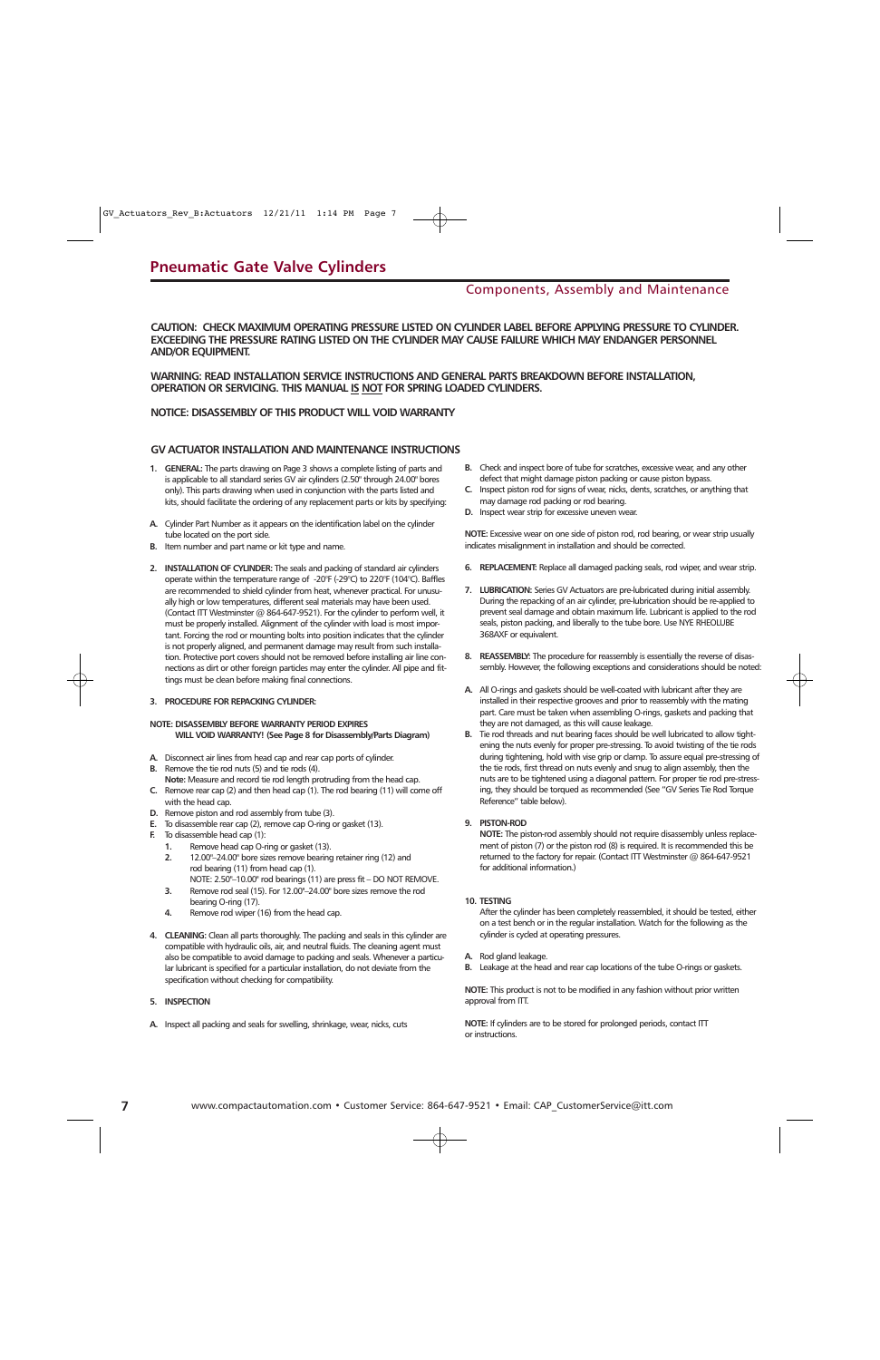# Pneumatic Gate Valve Cylinders

## Components, Assembly and Maintenance

**CAUTION: CHECK MAXIMUM OPERATING PRESSURE LISTED ON CYLINDER LABEL BEFORE APPLYING PRESSURE TO CYLINDER. EXCEEDING THE PRESSURE RATING LISTED ON THE CYLINDER MAY CAUSE FAILURE WHICH MAY ENDANGER PERSONNEL AND/OR EQUIPMENT.**

**WARNING: READ INSTALLATION SERVICE INSTRUCTIONS AND GENERAL PARTS BREAKDOWN BEFORE INSTALLATION, OPERATION OR SERVICING. THIS MANUAL IS NOT FOR SPRING LOADED CYLINDERS.**

**NOTICE: DISASSEMBLY OF THIS PRODUCT WILL VOID WARRANTY**

### GV ACTUATOR INSTALLATION AND MAINTENANCE INSTRUCTIONS

1. **GENERAL:** The parts drawing on Page 3 shows a complete listing of parts and is applicable to all standard series GV air cylinders (2.50" through 24.00" bores only). This parts drawing when used in conjunction with the parts listed and kits, should facilitate the ordering of any replacement parts or kits by specifying:

**A.** Cylinder Part Number as it appears on the identification label on the cylinder tube located on the port side.
**B.** Item number and part name or kit type and name.

2. **INSTALLATION OF CYLINDER:** The seals and packing of standard air cylinders operate within the temperature range of -20°F (-29°C) to 220°F (104°C). Baffles are recommended to shield cylinder from heat, whenever practical. For unusually high or low temperatures, different seal materials may have been used. (Contact ITT Westminster @ 864-647-9521). For the cylinder to perform well, it must be properly installed. Alignment of the cylinder with load is most important. Forcing the rod or mounting bolts into position indicates that the cylinder is not properly aligned, and permanent damage may result from such installation. Protective port covers should not be removed before installing air line connections as dirt or other foreign particles may enter the cylinder. All pipe and fittings must be clean before making final connections.

3. **PROCEDURE FOR REPACKING CYLINDER:**

**NOTE: DISASSEMBLY BEFORE WARRANTY PERIOD EXPIRES WILL VOID WARRANTY! (See Page 8 for Disassembly/Parts Diagram)**

**A.** Disconnect air lines from head cap and rear cap ports of cylinder.
**B.** Remove the tie rod nuts (5) and tie rods (4).
**Note:** Measure and record tie rod length protruding from the head cap.
**C.** Remove rear cap (2) and then head cap (1). The rod bearing (11) will come off with the head cap.
**D.** Remove piston and rod assembly from tube (3).
**E.** To disassemble rear cap (2), remove cap O-ring or gasket (13).
**F.** To disassemble head cap (1):
   1. Remove head cap O-ring or gasket (13).
   2. 12.00"–24.00" bore sizes remove bearing retainer ring (12) and rod bearing (11) from head cap (1).
      NOTE: 2.50"–10.00" rod bearings (11) are press fit – DO NOT REMOVE.
   3. Remove rod seal (15). For 12.00"–24.00" bore sizes remove the rod bearing O-ring (17).
   4. Remove rod wiper (16) from the head cap.

4. **CLEANING:** Clean all parts thoroughly. The packing and seals in this cylinder are compatible with hydraulic oils, air, and neutral fluids. The cleaning agent must also be compatible to avoid damage to packing and seals. Whenever a particular lubricant is specified for a particular installation, do not deviate from the specification without checking for compatibility.

5. **INSPECTION**

**A.** Inspect all packing and seals for swelling, shrinkage, wear, nicks, cuts
**B.** Check and inspect bore of tube for scratches, excessive wear, and any other defect that might damage piston packing or cause piston bypass.
**C.** Inspect piston rod for signs of wear, nicks, dents, scratches, or anything that may damage rod packing or rod bearing.
**D.** Inspect wear strip for excessive uneven wear.

**NOTE:** Excessive wear on one side of piston rod, rod bearing, or wear strip usually indicates misalignment in installation and should be corrected.

6. **REPLACEMENT:** Replace all damaged packing seals, rod wiper, and wear strip.

7. **LUBRICATION:** Series GV Actuators are pre-lubricated during initial assembly. During the repacking of an air cylinder, pre-lubrication should be re-applied to prevent seal damage and obtain maximum life. Lubricant is applied to the rod seals, piston packing, and liberally to the tube bore. Use NYE RHEOLUBE 368AXF or equivalent.

8. **REASSEMBLY:** The procedure for reassembly is essentially the reverse of disassembly. However, the following exceptions and considerations should be noted:

**A.** All O-rings and gaskets should be well-coated with lubricant after they are installed in their respective grooves and prior to reassembly with the mating part. Care must be taken when assembling O-rings, gaskets and packing that they are not damaged, as this will cause leakage.
**B.** Tie rod threads and nut bearing faces should be well lubricated to allow tightening the nuts evenly for proper pre-stressing. To avoid twisting of the tie rods during tightening, hold with vise grip or clamp. To assure equal pre-stressing of the tie rods, first thread on nuts evenly and snug to align assembly, then the nuts are to be tightened using a diagonal pattern. For proper tie rod pre-stressing, they should be torqued as recommended (See "GV Series Tie Rod Torque Reference" table below).

9. **PISTON-ROD**
   **NOTE:** The piston-rod assembly should not require disassembly unless replacement of piston (7) or the piston rod (8) is required. It is recommended this be returned to the factory for repair. (Contact ITT Westminster @ 864-647-9521 for additional information.)

10. **TESTING**
   After the cylinder has been completely reassembled, it should be tested, either on a test bench or in the regular installation. Watch for the following as the cylinder is cycled at operating pressures.

**A.** Rod gland leakage.
**B.** Leakage at the head and rear cap locations of the tube O-rings or gaskets.

**NOTE:** This product is not to be modified in any fashion without prior written approval from ITT.

**NOTE:** If cylinders are to be stored for prolonged periods, contact ITT or instructions.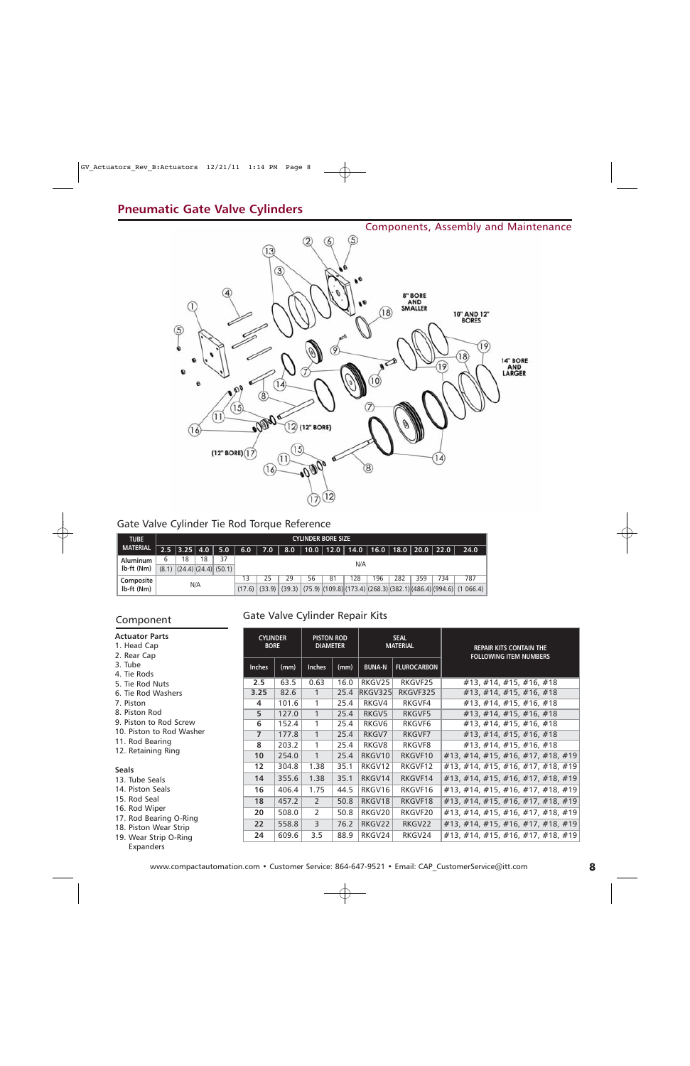# Pneumatic Gate Valve Cylinders

## Components, Assembly and Maintenance

## Gate Valve Cylinder Tie Rod Torque Reference

| TUBE MATERIAL | CYLINDER BORE SIZE | | | | | | | | | | | | | | |
|---|---|---|---|---|---|---|---|---|---|---|---|---|---|---|---|
| | 2.5 | 3.25 | 4.0 | 5.0 | 6.0 | 7.0 | 8.0 | 10.0 | 12.0 | 14.0 | 16.0 | 18.0 | 20.0 | 22.0 | 24.0 |
| Aluminum lb-ft (Nm) | 6 (8.1) | 18 (24.4) | 18 (24.4) | 37 (50.1) | N/A | | | | | | | | | | |
| Composite lb-ft (Nm) | N/A | | | | 13 (17.6) | 25 (33.9) | 29 (39.3) | 56 (75.9) | 81 (109.8) | 128 (173.4) | 196 (268.3) | 282 (382.1) | 359 (486.4) | 734 (994.6) | 787 (1 066.4) |

## Component

**Actuator Parts**
1. Head Cap
2. Rear Cap
3. Tube
4. Tie Rods
5. Tie Rod Nuts
6. Tie Rod Washers
7. Piston
8. Piston Rod
9. Piston to Rod Screw
10. Piston to Rod Washer
11. Rod Bearing
12. Retaining Ring

**Seals**
13. Tube Seals
14. Piston Seals
15. Rod Seal
16. Rod Wiper
17. Rod Bearing O-Ring
18. Piston Wear Strip
19. Wear Strip O-Ring Expanders

## Gate Valve Cylinder Repair Kits

| CYLINDER BORE | | PISTON ROD DIAMETER | | SEAL MATERIAL | | REPAIR KITS CONTAIN THE FOLLOWING ITEM NUMBERS |
|---|---|---|---|---|---|---|
| Inches | (mm) | Inches | (mm) | BUNA-N | FLUROCARBON | |
| 2.5 | 63.5 | 0.63 | 16.0 | RKGV25 | RKGVF25 | #13, #14, #15, #16, #18 |
| 3.25 | 82.6 | 1 | 25.4 | RKGV325 | RKGVF325 | #13, #14, #15, #16, #18 |
| 4 | 101.6 | 1 | 25.4 | RKGV4 | RKGVF4 | #13, #14, #15, #16, #18 |
| 5 | 127.0 | 1 | 25.4 | RKGV5 | RKGVF5 | #13, #14, #15, #16, #18 |
| 6 | 152.4 | 1 | 25.4 | RKGV6 | RKGVF6 | #13, #14, #15, #16, #18 |
| 7 | 177.8 | 1 | 25.4 | RKGV7 | RKGVF7 | #13, #14, #15, #16, #18 |
| 8 | 203.2 | 1 | 25.4 | RKGV8 | RKGVF8 | #13, #14, #15, #16, #18 |
| 10 | 254.0 | 1 | 25.4 | RKGV10 | RKGVF10 | #13, #14, #15, #16, #17, #18, #19 |
| 12 | 304.8 | 1.38 | 35.1 | RKGV12 | RKGVF12 | #13, #14, #15, #16, #17, #18, #19 |
| 14 | 355.6 | 1.38 | 35.1 | RKGV14 | RKGVF14 | #13, #14, #15, #16, #17, #18, #19 |
| 16 | 406.4 | 1.75 | 44.5 | RKGV16 | RKGVF16 | #13, #14, #15, #16, #17, #18, #19 |
| 18 | 457.2 | 2 | 50.8 | RKGV18 | RKGVF18 | #13, #14, #15, #16, #17, #18, #19 |
| 20 | 508.0 | 2 | 50.8 | RKGV20 | RKGVF20 | #13, #14, #15, #16, #17, #18, #19 |
| 22 | 558.8 | 3 | 76.2 | RKGV22 | RKGV22 | #13, #14, #15, #16, #17, #18, #19 |
| 24 | 609.6 | 3.5 | 88.9 | RKGV24 | RKGV24 | #13, #14, #15, #16, #17, #18, #19 |

www.compactautomation.com • Customer Service: 864-647-9521 • Email: CAP_CustomerService@itt.com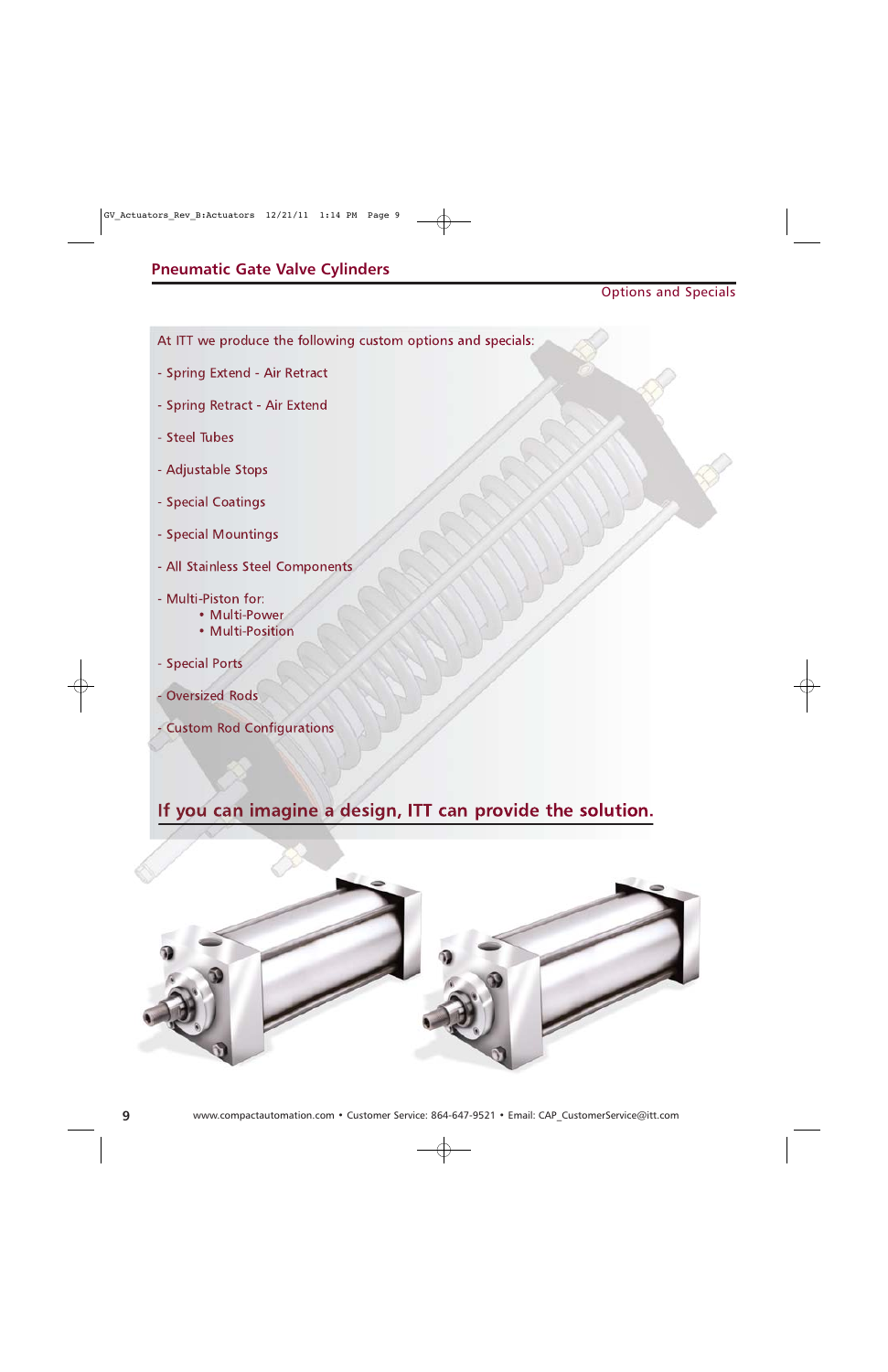## Pneumatic Gate Valve Cylinders

Options and Specials

At ITT we produce the following custom options and specials:

- Spring Extend - Air Retract
- Spring Retract - Air Extend
- Steel Tubes
- Adjustable Stops
- Special Coatings
- Special Mountings
- All Stainless Steel Components
- Multi-Piston for:
  - Multi-Power
  - Multi-Position
- Special Ports
- Oversized Rods
- Custom Rod Configurations

**If you can imagine a design, ITT can provide the solution.**

www.compactautomation.com • Customer Service: 864-647-9521 • Email: CAP_CustomerService@itt.com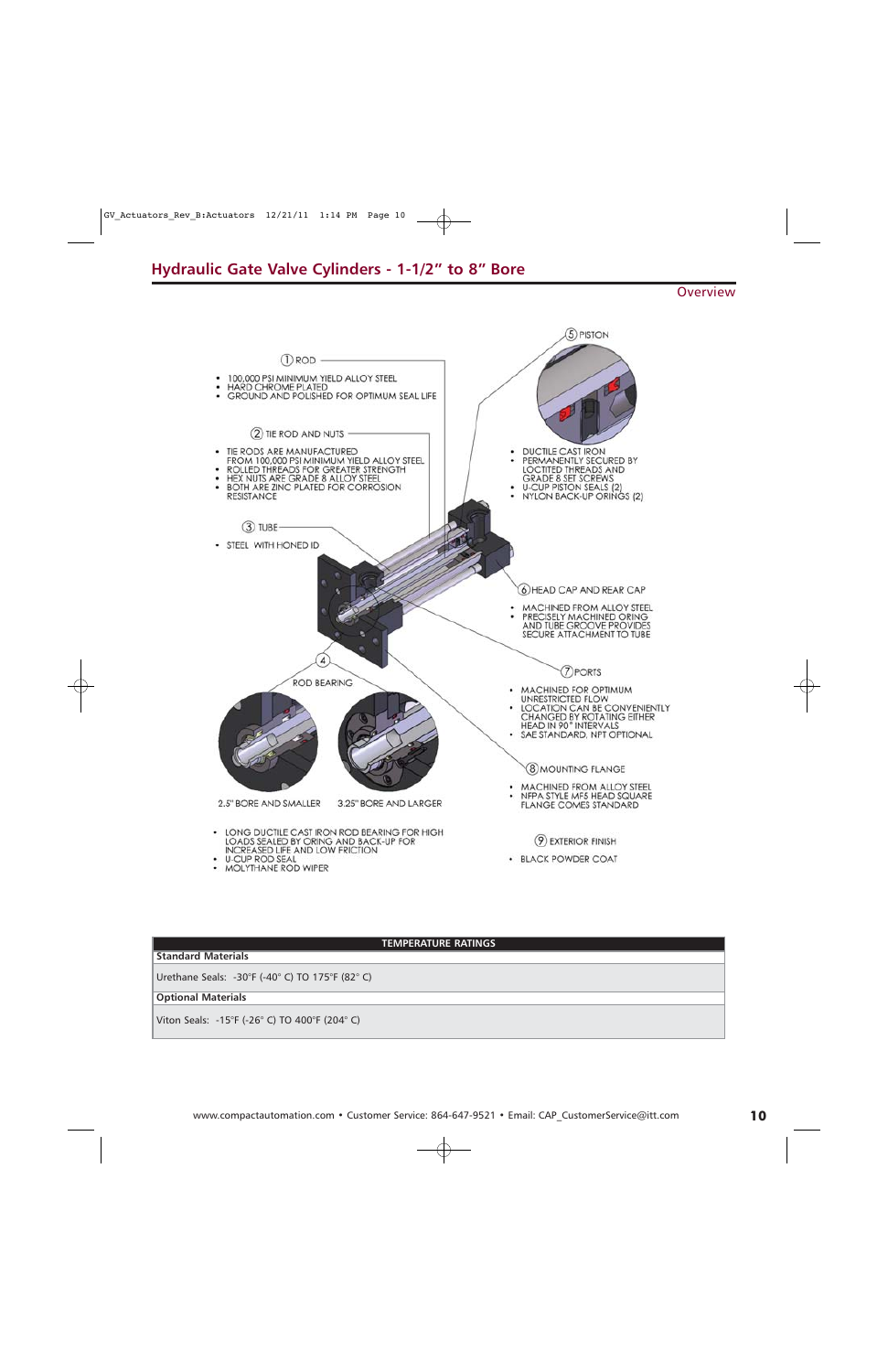## Hydraulic Gate Valve Cylinders - 1-1/2” to 8” Bore

Overview

① ROD

- 100,000 PSI MINIMUM YIELD ALLOY STEEL
- HARD CHROME PLATED
- GROUND AND POLISHED FOR OPTIMUM SEAL LIFE

② TIE ROD AND NUTS

- TIE RODS ARE MANUFACTURED FROM 100,000 PSI MINIMUM YIELD ALLOY STEEL
- ROLLED THREADS FOR GREATER STRENGTH
- HEX NUTS ARE GRADE 8 ALLOY STEEL
- BOTH ARE ZINC PLATED FOR CORROSION RESISTANCE

③ TUBE

- STEEL WITH HONED ID

④ ROD BEARING

2.5" BORE AND SMALLER

3.25" BORE AND LARGER

- LONG DUCTILE CAST IRON ROD BEARING FOR HIGH LOADS SEALED BY ORING AND BACK-UP FOR INCREASED LIFE AND LOW FRICTION
- U-CUP ROD SEAL
- MOLYTHANE ROD WIPER

⑤ PISTON

- DUCTILE CAST IRON
- PERMANENTLY SECURED BY LOCTITED THREADS AND GRADE 8 SET SCREWS
- U-CUP PISTON SEALS (2)
- NYLON BACK-UP ORINGS (2)

⑥ HEAD CAP AND REAR CAP

- MACHINED FROM ALLOY STEEL
- PRECISELY MACHINED ORING AND TUBE GROOVE PROVIDES SECURE ATTACHMENT TO TUBE

⑦ PORTS

- MACHINED FOR OPTIMUM UNRESTRICTED FLOW
- LOCATION CAN BE CONVENIENTLY CHANGED BY ROTATING EITHER HEAD IN 90° INTERVALS
- SAE STANDARD, NPT OPTIONAL

⑧ MOUNTING FLANGE

- MACHINED FROM ALLOY STEEL
- NFPA STYLE MF5 HEAD SQUARE FLANGE COMES STANDARD

⑨ EXTERIOR FINISH

- BLACK POWDER COAT

| TEMPERATURE RATINGS |
|---|
| **Standard Materials** |
| Urethane Seals: -30°F (-40° C) TO 175°F (82° C) |
| **Optional Materials** |
| Viton Seals: -15°F (-26° C) TO 400°F (204° C) |

www.compactautomation.com • Customer Service: 864-647-9521 • Email: CAP_CustomerService@itt.com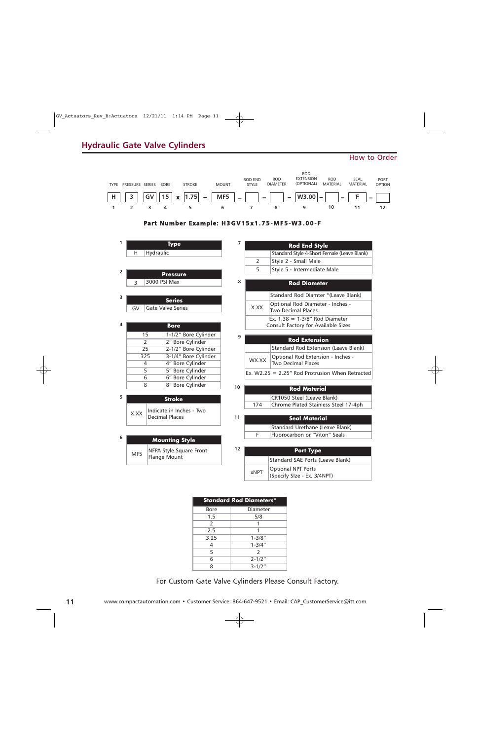## Hydraulic Gate Valve Cylinders

How to Order

| TYPE | PRESSURE | SERIES | BORE | | STROKE | | MOUNT | | ROD END STYLE | | ROD DIAMETER | | ROD EXTENSION (OPTIONAL) | | ROD MATERIAL | | SEAL MATERIAL | | PORT OPTION |
|---|---|---|---|---|---|---|---|---|---|---|---|---|---|---|---|---|---|---|---|
| H | 3 | GV | 15 | x | 1.75 | – | MF5 | – | | – | | – | W3.00 | – | | – | F | – | |
| 1 | 2 | 3 | 4 | | 5 | | 6 | | 7 | | 8 | | 9 | | 10 | | 11 | | 12 |

**Part Number Example: H3GV15x1.75-MF5-W3.00-F**

**1**

| Type | |
|---|---|
| H | Hydraulic |

**2**

| Pressure | |
|---|---|
| 3 | 3000 PSI Max |

**3**

| Series | |
|---|---|
| GV | Gate Valve Series |

**4**

| Bore | |
|---|---|
| 15 | 1-1/2" Bore Cylinder |
| 2 | 2" Bore Cylinder |
| 25 | 2-1/2" Bore Cylinder |
| 325 | 3-1/4" Bore Cylinder |
| 4 | 4" Bore Cylinder |
| 5 | 5" Bore Cylinder |
| 6 | 6" Bore Cylinder |
| 8 | 8" Bore Cylinder |

**5**

| Stroke | |
|---|---|
| X.XX | Indicate in Inches - Two Decimal Places |

**6**

| Mounting Style | |
|---|---|
| MF5 | NFPA Style Square Front Flange Mount |

**7**

| Rod End Style | |
|---|---|
| | Standard Style 4-Short Female (Leave Blank) |
| 2 | Style 2 - Small Male |
| 5 | Style 5 - Intermediate Male |

**8**

| Rod Diameter | |
|---|---|
| | Standard Rod Diamter *(Leave Blank) |
| X.XX | Optional Rod Diameter - Inches - Two Decimal Places |
| Ex. 1.38 = 1-3/8" Rod Diameter Consult Factory for Available Sizes | |

**9**

| Rod Extension | |
|---|---|
| | Standard Rod Extension (Leave Blank) |
| WX.XX | Optional Rod Extension - Inches - Two Decimal Places |
| Ex. W2.25 = 2.25" Rod Protrusion When Retracted | |

**10**

| Rod Material | |
|---|---|
| | CR1050 Steel (Leave Blank) |
| 174 | Chrome Plated Stainless Steel 17-4ph |

**11**

| Seal Material | |
|---|---|
| | Standard Urethane (Leave Blank) |
| F | Fluorocarbon or "Viton" Seals |

**12**

| Port Type | |
|---|---|
| | Standard SAE Ports (Leave Blank) |
| xNPT | Optional NPT Ports (Specify SIze - Ex. 3/4NPT) |

| Standard Rod Diameters* | |
|---|---|
| Bore | Diameter |
| 1.5 | 5/8 |
| 2 | 1 |
| 2.5 | 1 |
| 3.25 | 1-3/8" |
| 4 | 1-3/4" |
| 5 | 2 |
| 6 | 2-1/2" |
| 8 | 3-1/2" |

For Custom Gate Valve Cylinders Please Consult Factory.

www.compactautomation.com • Customer Service: 864-647-9521 • Email: CAP_CustomerService@itt.com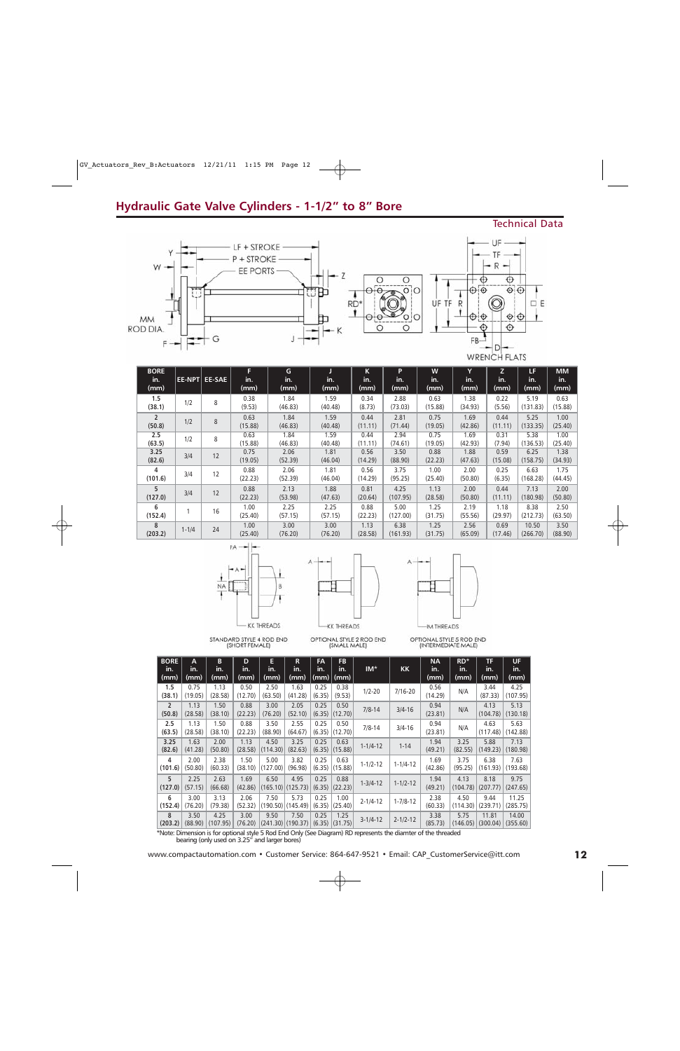## Hydraulic Gate Valve Cylinders - 1-1/2" to 8" Bore

Technical Data

| BORE in. (mm) | EE-NPT | EE-SAE | F in. (mm) | G in. (mm) | J in. (mm) | K in. (mm) | P in. (mm) | W in. (mm) | Y in. (mm) | Z in. (mm) | LF in. (mm) | MM in. (mm) |
|---|---|---|---|---|---|---|---|---|---|---|---|---|
| 1.5 (38.1) | 1/2 | 8 | 0.38 (9.53) | 1.84 (46.83) | 1.59 (40.48) | 0.34 (8.73) | 2.88 (73.03) | 0.63 (15.88) | 1.38 (34.93) | 0.22 (5.56) | 5.19 (131.83) | 0.63 (15.88) |
| 2 (50.8) | 1/2 | 8 | 0.63 (15.88) | 1.84 (46.83) | 1.59 (40.48) | 0.44 (11.11) | 2.81 (71.44) | 0.75 (19.05) | 1.69 (42.86) | 0.44 (11.11) | 5.25 (133.35) | 1.00 (25.40) |
| 2.5 (63.5) | 1/2 | 8 | 0.63 (15.88) | 1.84 (46.83) | 1.59 (40.48) | 0.44 (11.11) | 2.94 (74.61) | 0.75 (19.05) | 1.69 (42.93) | 0.31 (7.94) | 5.38 (136.53) | 1.00 (25.40) |
| 3.25 (82.6) | 3/4 | 12 | 0.75 (19.05) | 2.06 (52.39) | 1.81 (46.04) | 0.56 (14.29) | 3.50 (88.90) | 0.88 (22.23) | 1.88 (47.63) | 0.59 (15.08) | 6.25 (158.75) | 1.38 (34.93) |
| 4 (101.6) | 3/4 | 12 | 0.88 (22.23) | 2.06 (52.39) | 1.81 (46.04) | 0.56 (14.29) | 3.75 (95.25) | 1.00 (25.40) | 2.00 (50.80) | 0.25 (6.35) | 6.63 (168.28) | 1.75 (44.45) |
| 5 (127.0) | 3/4 | 12 | 0.88 (22.23) | 2.13 (53.98) | 1.88 (47.63) | 0.81 (20.64) | 4.25 (107.95) | 1.13 (28.58) | 2.00 (50.80) | 0.44 (11.11) | 7.13 (180.98) | 2.00 (50.80) |
| 6 (152.4) | 1 | 16 | 1.00 (25.40) | 2.25 (57.15) | 2.25 (57.15) | 0.88 (22.23) | 5.00 (127.00) | 1.25 (31.75) | 2.19 (55.56) | 1.18 (29.97) | 8.38 (212.73) | 2.50 (63.50) |
| 8 (203.2) | 1-1/4 | 24 | 1.00 (25.40) | 3.00 (76.20) | 3.00 (76.20) | 1.13 (28.58) | 6.38 (161.93) | 1.25 (31.75) | 2.56 (65.09) | 0.69 (17.46) | 10.50 (266.70) | 3.50 (88.90) |

STANDARD STYLE 4 ROD END (SHORT FEMALE)

OPTIONAL STYLE 2 ROD END (SMALL MALE)

OPTIONAL STYLE 5 ROD END (INTERMEDIATE MALE)

| BORE in. (mm) | A in. (mm) | B in. (mm) | D in. (mm) | E in. (mm) | R in. (mm) | FA in. (mm) | FB in. (mm) | IM* | KK | NA in. (mm) | RD* in. (mm) | TF in. (mm) | UF in. (mm) |
|---|---|---|---|---|---|---|---|---|---|---|---|---|---|
| 1.5 (38.1) | 0.75 (19.05) | 1.13 (28.58) | 0.50 (12.70) | 2.50 (63.50) | 1.63 (41.28) | 0.25 (6.35) | 0.38 (9.53) | 1/2-20 | 7/16-20 | 0.56 (14.29) | N/A | 3.44 (87.33) | 4.25 (107.95) |
| 2 (50.8) | 1.13 (28.58) | 1.50 (38.10) | 0.88 (22.23) | 3.00 (76.20) | 2.05 (52.10) | 0.25 (6.35) | 0.50 (12.70) | 7/8-14 | 3/4-16 | 0.94 (23.81) | N/A | 4.13 (104.78) | 5.13 (130.18) |
| 2.5 (63.5) | 1.13 (28.58) | 1.50 (38.10) | 0.88 (22.23) | 3.50 (88.90) | 2.55 (64.67) | 0.25 (6.35) | 0.50 (12.70) | 7/8-14 | 3/4-16 | 0.94 (23.81) | N/A | 4.63 (117.48) | 5.63 (142.88) |
| 3.25 (82.6) | 1.63 (41.28) | 2.00 (50.80) | 1.13 (28.58) | 4.50 (114.30) | 3.25 (82.63) | 0.25 (6.35) | 0.63 (15.88) | 1-1/4-12 | 1-14 | 1.94 (49.21) | 3.25 (82.55) | 5.88 (149.23) | 7.13 (180.98) |
| 4 (101.6) | 2.00 (50.80) | 2.38 (60.33) | 1.50 (38.10) | 5.00 (127.00) | 3.82 (96.98) | 0.25 (6.35) | 0.63 (15.88) | 1-1/2-12 | 1-1/4-12 | 1.69 (42.86) | 3.75 (95.25) | 6.38 (161.93) | 7.63 (193.68) |
| 5 (127.0) | 2.25 (57.15) | 2.63 (66.68) | 1.69 (42.86) | 6.50 (165.10) | 4.95 (125.73) | 0.25 (6.35) | 0.88 (22.23) | 1-3/4-12 | 1-1/2-12 | 1.94 (49.21) | 4.13 (104.78) | 8.18 (207.77) | 9.75 (247.65) |
| 6 (152.4) | 3.00 (76.20) | 3.13 (79.38) | 2.06 (52.32) | 7.50 (190.50) | 5.73 (145.49) | 0.25 (6.35) | 1.00 (25.40) | 2-1/4-12 | 1-7/8-12 | 2.38 (60.33) | 4.50 (114.30) | 9.44 (239.71) | 11.25 (285.75) |
| 8 (203.2) | 3.50 (88.90) | 4.25 (107.95) | 3.00 (76.20) | 9.50 (241.30) | 7.50 (190.37) | 0.25 (6.35) | 1.25 (31.75) | 3-1/4-12 | 2-1/2-12 | 3.38 (85.73) | 5.75 (146.05) | 11.81 (300.04) | 14.00 (355.60) |

*Note: Dimension is for optional style 5 Rod End Only (See Diagram) RD represents the diamter of the threaded bearing (only used on 3.25" and larger bores)

www.compactautomation.com • Customer Service: 864-647-9521 • Email: CAP_CustomerService@itt.com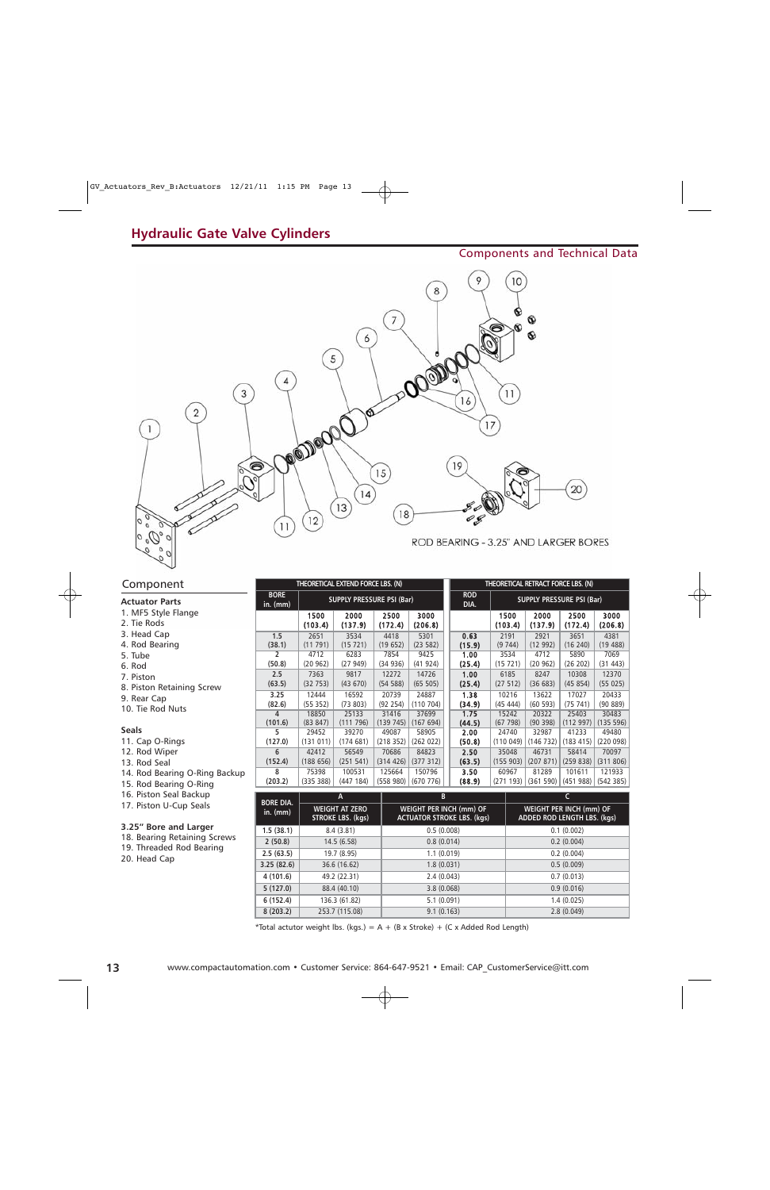# Hydraulic Gate Valve Cylinders

## Components and Technical Data

ROD BEARING - 3.25" AND LARGER BORES

### Component

**Actuator Parts**

1. MF5 Style Flange
2. Tie Rods
3. Head Cap
4. Rod Bearing
5. Tube
6. Rod
7. Piston
8. Piston Retaining Screw
9. Rear Cap
10. Tie Rod Nuts

**Seals**

11. Cap O-Rings
12. Rod Wiper
13. Rod Seal
14. Rod Bearing O-Ring Backup
15. Rod Bearing O-Ring
16. Piston Seal Backup
17. Piston U-Cup Seals

**3.25" Bore and Larger**

18. Bearing Retaining Screws
19. Threaded Rod Bearing
20. Head Cap

| THEORETICAL EXTEND FORCE LBS. (N) | | | | | THEORETICAL RETRACT FORCE LBS. (N) | | | | |
|---|---|---|---|---|---|---|---|---|---|
| BORE in. (mm) | SUPPLY PRESSURE PSI (Bar) | | | | ROD DIA. | SUPPLY PRESSURE PSI (Bar) | | | |
| | 1500 (103.4) | 2000 (137.9) | 2500 (172.4) | 3000 (206.8) | | 1500 (103.4) | 2000 (137.9) | 2500 (172.4) | 3000 (206.8) |
| 1.5 (38.1) | 2651 (11 791) | 3534 (15 721) | 4418 (19 652) | 5301 (23 582) | 0.63 (15.9) | 2191 (9 744) | 2921 (12 992) | 3651 (16 240) | 4381 (19 488) |
| 2 (50.8) | 4712 (20 962) | 6283 (27 949) | 7854 (34 936) | 9425 (41 924) | 1.00 (25.4) | 3534 (15 721) | 4712 (20 962) | 5890 (26 202) | 7069 (31 443) |
| 2.5 (63.5) | 7363 (32 753) | 9817 (43 670) | 12272 (54 588) | 14726 (65 505) | 1.00 (25.4) | 6185 (27 512) | 8247 (36 683) | 10308 (45 854) | 12370 (55 025) |
| 3.25 (82.6) | 12444 (55 352) | 16592 (73 803) | 20739 (92 254) | 24887 (110 704) | 1.38 (34.9) | 10216 (45 444) | 13622 (60 593) | 17027 (75 741) | 20433 (90 889) |
| 4 (101.6) | 18850 (83 847) | 25133 (111 796) | 31416 (139 745) | 37699 (167 694) | 1.75 (44.5) | 15242 (67 798) | 20322 (90 398) | 25403 (112 997) | 30483 (135 596) |
| 5 (127.0) | 29452 (131 011) | 39270 (174 681) | 49087 (218 352) | 58905 (262 022) | 2.00 (50.8) | 24740 (110 049) | 32987 (146 732) | 41233 (183 415) | 49480 (220 098) |
| 6 (152.4) | 42412 (188 656) | 56549 (251 541) | 70686 (314 426) | 84823 (377 312) | 2.50 (63.5) | 35048 (155 903) | 46731 (207 871) | 58414 (259 838) | 70097 (311 806) |
| 8 (203.2) | 75398 (335 388) | 100531 (447 184) | 125664 (558 980) | 150796 (670 776) | 3.50 (88.9) | 60967 (271 193) | 81289 (361 590) | 101611 (451 988) | 121933 (542 385) |

| BORE DIA. in. (mm) | A | B | C |
|---|---|---|---|
| | WEIGHT AT ZERO STROKE LBS. (kgs) | WEIGHT PER INCH (mm) OF ACTUATOR STROKE LBS. (kgs) | WEIGHT PER INCH (mm) OF ADDED ROD LENGTH LBS. (kgs) |
| 1.5 (38.1) | 8.4 (3.81) | 0.5 (0.008) | 0.1 (0.002) |
| 2 (50.8) | 14.5 (6.58) | 0.8 (0.014) | 0.2 (0.004) |
| 2.5 (63.5) | 19.7 (8.95) | 1.1 (0.019) | 0.2 (0.004) |
| 3.25 (82.6) | 36.6 (16.62) | 1.8 (0.031) | 0.5 (0.009) |
| 4 (101.6) | 49.2 (22.31) | 2.4 (0.043) | 0.7 (0.013) |
| 5 (127.0) | 88.4 (40.10) | 3.8 (0.068) | 0.9 (0.016) |
| 6 (152.4) | 136.3 (61.82) | 5.1 (0.091) | 1.4 (0.025) |
| 8 (203.2) | 253.7 (115.08) | 9.1 (0.163) | 2.8 (0.049) |

*Total actutor weight lbs. (kgs.) = A + (B x Stroke) + (C x Added Rod Length)

www.compactautomation.com • Customer Service: 864-647-9521 • Email: CAP_CustomerService@itt.com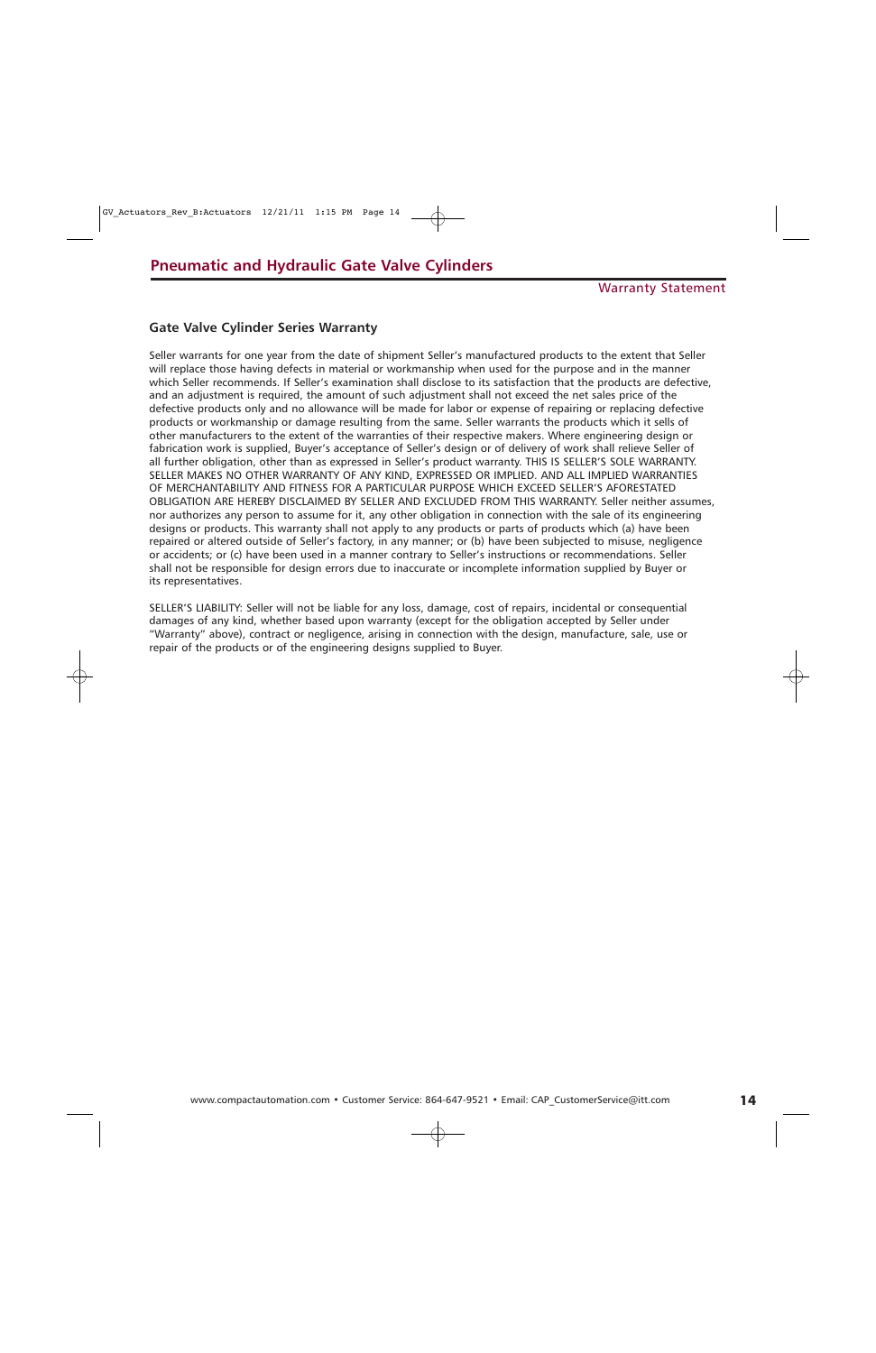# Pneumatic and Hydraulic Gate Valve Cylinders

Warranty Statement

### Gate Valve Cylinder Series Warranty

Seller warrants for one year from the date of shipment Seller's manufactured products to the extent that Seller will replace those having defects in material or workmanship when used for the purpose and in the manner which Seller recommends. If Seller's examination shall disclose to its satisfaction that the products are defective, and an adjustment is required, the amount of such adjustment shall not exceed the net sales price of the defective products only and no allowance will be made for labor or expense of repairing or replacing defective products or workmanship or damage resulting from the same. Seller warrants the products which it sells of other manufacturers to the extent of the warranties of their respective makers. Where engineering design or fabrication work is supplied, Buyer's acceptance of Seller's design or of delivery of work shall relieve Seller of all further obligation, other than as expressed in Seller's product warranty. THIS IS SELLER'S SOLE WARRANTY. SELLER MAKES NO OTHER WARRANTY OF ANY KIND, EXPRESSED OR IMPLIED. AND ALL IMPLIED WARRANTIES OF MERCHANTABILITY AND FITNESS FOR A PARTICULAR PURPOSE WHICH EXCEED SELLER'S AFORESTATED OBLIGATION ARE HEREBY DISCLAIMED BY SELLER AND EXCLUDED FROM THIS WARRANTY. Seller neither assumes, nor authorizes any person to assume for it, any other obligation in connection with the sale of its engineering designs or products. This warranty shall not apply to any products or parts of products which (a) have been repaired or altered outside of Seller's factory, in any manner; or (b) have been subjected to misuse, negligence or accidents; or (c) have been used in a manner contrary to Seller's instructions or recommendations. Seller shall not be responsible for design errors due to inaccurate or incomplete information supplied by Buyer or its representatives.

SELLER'S LIABILITY: Seller will not be liable for any loss, damage, cost of repairs, incidental or consequential damages of any kind, whether based upon warranty (except for the obligation accepted by Seller under "Warranty" above), contract or negligence, arising in connection with the design, manufacture, sale, use or repair of the products or of the engineering designs supplied to Buyer.

www.compactautomation.com • Customer Service: 864-647-9521 • Email: CAP_CustomerService@itt.com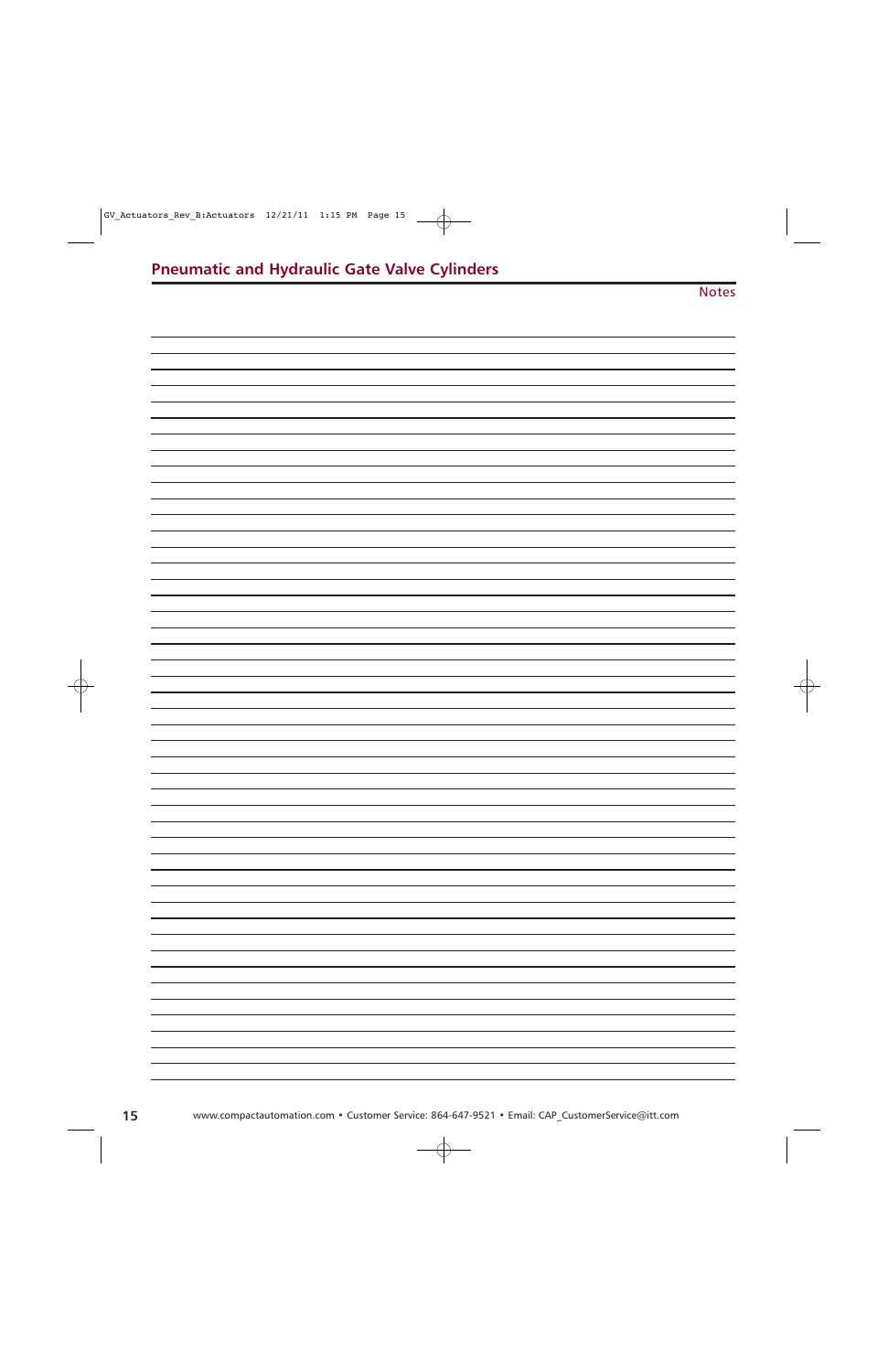## Pneumatic and Hydraulic Gate Valve Cylinders

Notes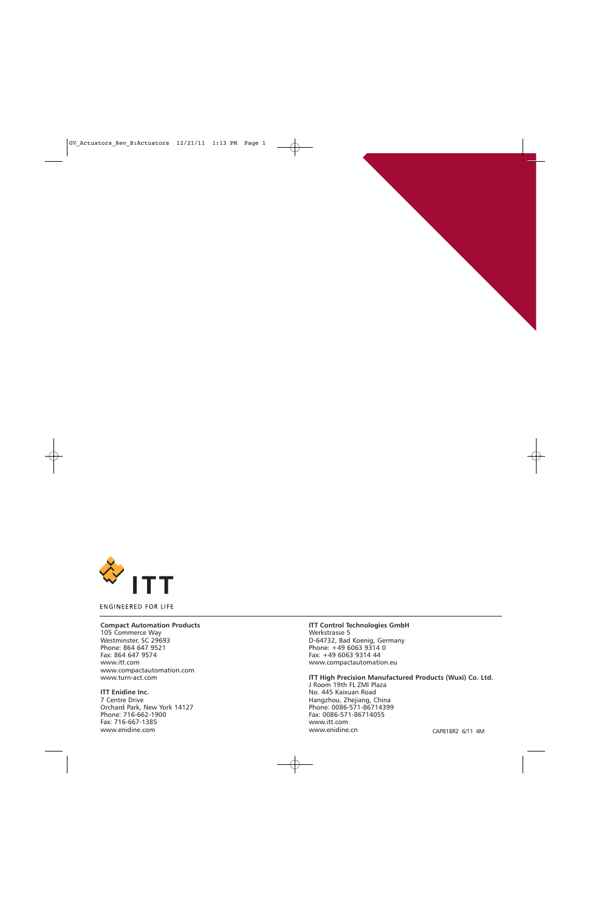ITT

ENGINEERED FOR LIFE

**Compact Automation Products**
105 Commerce Way
Westminster, SC 29693
Phone: 864 647 9521
Fax: 864 647 9574
www.itt.com
www.compactautomation.com
www.turn-act.com

**ITT Enidine Inc.**
7 Centre Drive
Orchard Park, New York 14127
Phone: 716-662-1900
Fax: 716-667-1385
www.enidine.com

**ITT Control Technologies GmbH**
Werkstrasse 5
D-64732, Bad Koenig, Germany
Phone: +49 6063 9314 0
Fax: +49 6063 9314 44
www.compactautomation.eu

**ITT High Precision Manufactured Products (Wuxi) Co. Ltd.**
J Room 19th FL ZMI Plaza
No. 445 Kaixuan Road
Hangzhou, Zhejiang, China
Phone: 0086-571-86714399
Fax: 0086-571-86714055
www.itt.com
www.enidine.cn

CAP818R2 6/11 4M